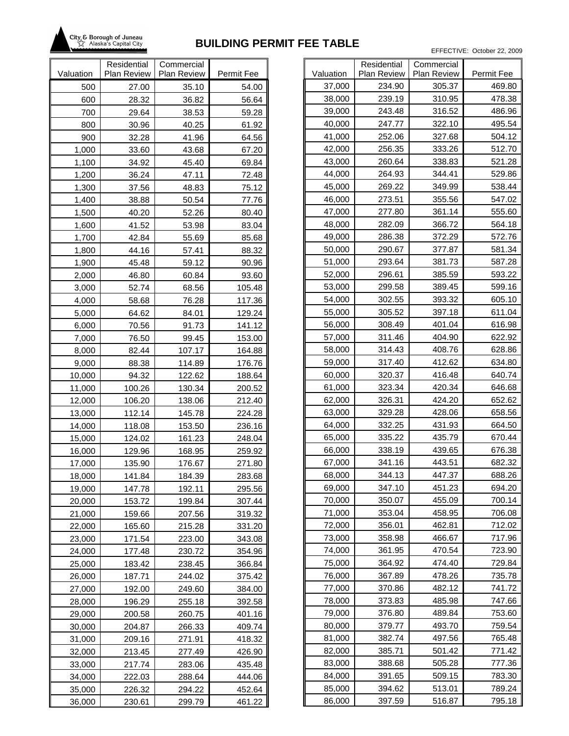City & Borough of Juneau
Alaska's Capital City

# BUILDING PERMIT FEE TABLE

EFFECTIVE: October 22, 2009

| Valuation | Residential Plan Review | Commercial Plan Review | Permit Fee |
|---|---|---|---|
| 500 | 27.00 | 35.10 | 54.00 |
| 600 | 28.32 | 36.82 | 56.64 |
| 700 | 29.64 | 38.53 | 59.28 |
| 800 | 30.96 | 40.25 | 61.92 |
| 900 | 32.28 | 41.96 | 64.56 |
| 1,000 | 33.60 | 43.68 | 67.20 |
| 1,100 | 34.92 | 45.40 | 69.84 |
| 1,200 | 36.24 | 47.11 | 72.48 |
| 1,300 | 37.56 | 48.83 | 75.12 |
| 1,400 | 38.88 | 50.54 | 77.76 |
| 1,500 | 40.20 | 52.26 | 80.40 |
| 1,600 | 41.52 | 53.98 | 83.04 |
| 1,700 | 42.84 | 55.69 | 85.68 |
| 1,800 | 44.16 | 57.41 | 88.32 |
| 1,900 | 45.48 | 59.12 | 90.96 |
| 2,000 | 46.80 | 60.84 | 93.60 |
| 3,000 | 52.74 | 68.56 | 105.48 |
| 4,000 | 58.68 | 76.28 | 117.36 |
| 5,000 | 64.62 | 84.01 | 129.24 |
| 6,000 | 70.56 | 91.73 | 141.12 |
| 7,000 | 76.50 | 99.45 | 153.00 |
| 8,000 | 82.44 | 107.17 | 164.88 |
| 9,000 | 88.38 | 114.89 | 176.76 |
| 10,000 | 94.32 | 122.62 | 188.64 |
| 11,000 | 100.26 | 130.34 | 200.52 |
| 12,000 | 106.20 | 138.06 | 212.40 |
| 13,000 | 112.14 | 145.78 | 224.28 |
| 14,000 | 118.08 | 153.50 | 236.16 |
| 15,000 | 124.02 | 161.23 | 248.04 |
| 16,000 | 129.96 | 168.95 | 259.92 |
| 17,000 | 135.90 | 176.67 | 271.80 |
| 18,000 | 141.84 | 184.39 | 283.68 |
| 19,000 | 147.78 | 192.11 | 295.56 |
| 20,000 | 153.72 | 199.84 | 307.44 |
| 21,000 | 159.66 | 207.56 | 319.32 |
| 22,000 | 165.60 | 215.28 | 331.20 |
| 23,000 | 171.54 | 223.00 | 343.08 |
| 24,000 | 177.48 | 230.72 | 354.96 |
| 25,000 | 183.42 | 238.45 | 366.84 |
| 26,000 | 187.71 | 244.02 | 375.42 |
| 27,000 | 192.00 | 249.60 | 384.00 |
| 28,000 | 196.29 | 255.18 | 392.58 |
| 29,000 | 200.58 | 260.75 | 401.16 |
| 30,000 | 204.87 | 266.33 | 409.74 |
| 31,000 | 209.16 | 271.91 | 418.32 |
| 32,000 | 213.45 | 277.49 | 426.90 |
| 33,000 | 217.74 | 283.06 | 435.48 |
| 34,000 | 222.03 | 288.64 | 444.06 |
| 35,000 | 226.32 | 294.22 | 452.64 |
| 36,000 | 230.61 | 299.79 | 461.22 |
| 37,000 | 234.90 | 305.37 | 469.80 |
| 38,000 | 239.19 | 310.95 | 478.38 |
| 39,000 | 243.48 | 316.52 | 486.96 |
| 40,000 | 247.77 | 322.10 | 495.54 |
| 41,000 | 252.06 | 327.68 | 504.12 |
| 42,000 | 256.35 | 333.26 | 512.70 |
| 43,000 | 260.64 | 338.83 | 521.28 |
| 44,000 | 264.93 | 344.41 | 529.86 |
| 45,000 | 269.22 | 349.99 | 538.44 |
| 46,000 | 273.51 | 355.56 | 547.02 |
| 47,000 | 277.80 | 361.14 | 555.60 |
| 48,000 | 282.09 | 366.72 | 564.18 |
| 49,000 | 286.38 | 372.29 | 572.76 |
| 50,000 | 290.67 | 377.87 | 581.34 |
| 51,000 | 293.64 | 381.73 | 587.28 |
| 52,000 | 296.61 | 385.59 | 593.22 |
| 53,000 | 299.58 | 389.45 | 599.16 |
| 54,000 | 302.55 | 393.32 | 605.10 |
| 55,000 | 305.52 | 397.18 | 611.04 |
| 56,000 | 308.49 | 401.04 | 616.98 |
| 57,000 | 311.46 | 404.90 | 622.92 |
| 58,000 | 314.43 | 408.76 | 628.86 |
| 59,000 | 317.40 | 412.62 | 634.80 |
| 60,000 | 320.37 | 416.48 | 640.74 |
| 61,000 | 323.34 | 420.34 | 646.68 |
| 62,000 | 326.31 | 424.20 | 652.62 |
| 63,000 | 329.28 | 428.06 | 658.56 |
| 64,000 | 332.25 | 431.93 | 664.50 |
| 65,000 | 335.22 | 435.79 | 670.44 |
| 66,000 | 338.19 | 439.65 | 676.38 |
| 67,000 | 341.16 | 443.51 | 682.32 |
| 68,000 | 344.13 | 447.37 | 688.26 |
| 69,000 | 347.10 | 451.23 | 694.20 |
| 70,000 | 350.07 | 455.09 | 700.14 |
| 71,000 | 353.04 | 458.95 | 706.08 |
| 72,000 | 356.01 | 462.81 | 712.02 |
| 73,000 | 358.98 | 466.67 | 717.96 |
| 74,000 | 361.95 | 470.54 | 723.90 |
| 75,000 | 364.92 | 474.40 | 729.84 |
| 76,000 | 367.89 | 478.26 | 735.78 |
| 77,000 | 370.86 | 482.12 | 741.72 |
| 78,000 | 373.83 | 485.98 | 747.66 |
| 79,000 | 376.80 | 489.84 | 753.60 |
| 80,000 | 379.77 | 493.70 | 759.54 |
| 81,000 | 382.74 | 497.56 | 765.48 |
| 82,000 | 385.71 | 501.42 | 771.42 |
| 83,000 | 388.68 | 505.28 | 777.36 |
| 84,000 | 391.65 | 509.15 | 783.30 |
| 85,000 | 394.62 | 513.01 | 789.24 |
| 86,000 | 397.59 | 516.87 | 795.18 |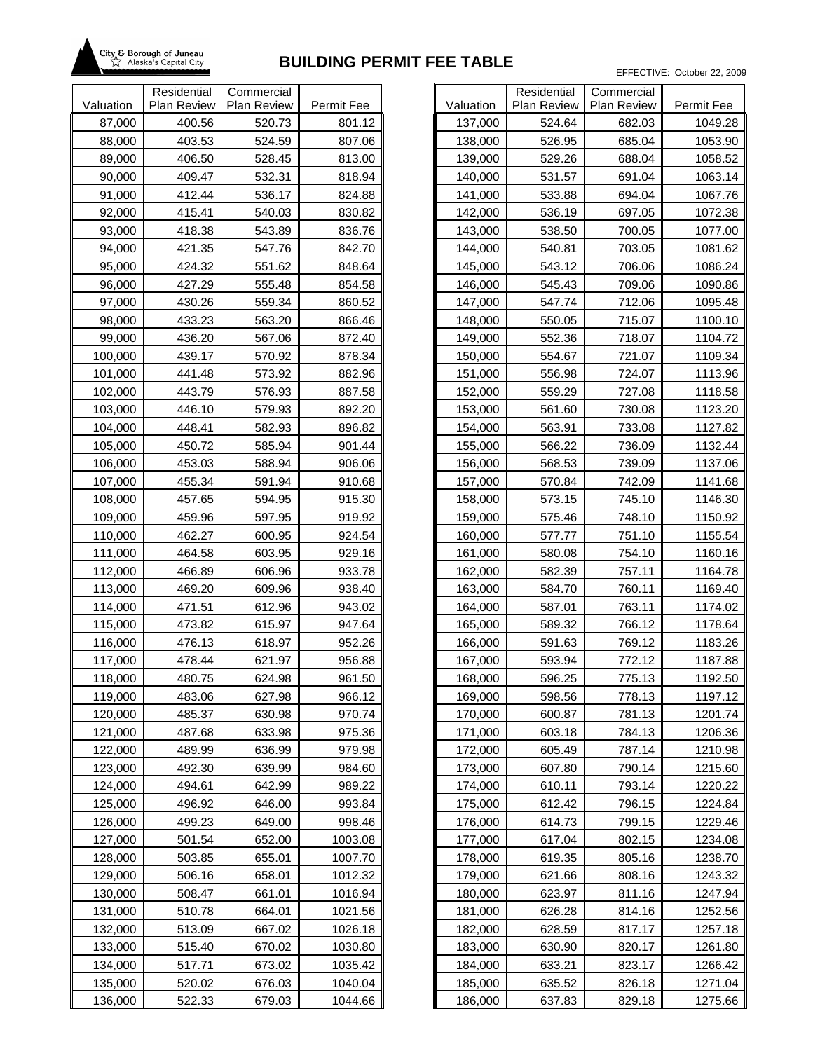City & Borough of Juneau
Alaska's Capital City

# BUILDING PERMIT FEE TABLE

EFFECTIVE: October 22, 2009

| Valuation | Residential Plan Review | Commercial Plan Review | Permit Fee |
|---|---|---|---|
| 87,000 | 400.56 | 520.73 | 801.12 |
| 88,000 | 403.53 | 524.59 | 807.06 |
| 89,000 | 406.50 | 528.45 | 813.00 |
| 90,000 | 409.47 | 532.31 | 818.94 |
| 91,000 | 412.44 | 536.17 | 824.88 |
| 92,000 | 415.41 | 540.03 | 830.82 |
| 93,000 | 418.38 | 543.89 | 836.76 |
| 94,000 | 421.35 | 547.76 | 842.70 |
| 95,000 | 424.32 | 551.62 | 848.64 |
| 96,000 | 427.29 | 555.48 | 854.58 |
| 97,000 | 430.26 | 559.34 | 860.52 |
| 98,000 | 433.23 | 563.20 | 866.46 |
| 99,000 | 436.20 | 567.06 | 872.40 |
| 100,000 | 439.17 | 570.92 | 878.34 |
| 101,000 | 441.48 | 573.92 | 882.96 |
| 102,000 | 443.79 | 576.93 | 887.58 |
| 103,000 | 446.10 | 579.93 | 892.20 |
| 104,000 | 448.41 | 582.93 | 896.82 |
| 105,000 | 450.72 | 585.94 | 901.44 |
| 106,000 | 453.03 | 588.94 | 906.06 |
| 107,000 | 455.34 | 591.94 | 910.68 |
| 108,000 | 457.65 | 594.95 | 915.30 |
| 109,000 | 459.96 | 597.95 | 919.92 |
| 110,000 | 462.27 | 600.95 | 924.54 |
| 111,000 | 464.58 | 603.95 | 929.16 |
| 112,000 | 466.89 | 606.96 | 933.78 |
| 113,000 | 469.20 | 609.96 | 938.40 |
| 114,000 | 471.51 | 612.96 | 943.02 |
| 115,000 | 473.82 | 615.97 | 947.64 |
| 116,000 | 476.13 | 618.97 | 952.26 |
| 117,000 | 478.44 | 621.97 | 956.88 |
| 118,000 | 480.75 | 624.98 | 961.50 |
| 119,000 | 483.06 | 627.98 | 966.12 |
| 120,000 | 485.37 | 630.98 | 970.74 |
| 121,000 | 487.68 | 633.98 | 975.36 |
| 122,000 | 489.99 | 636.99 | 979.98 |
| 123,000 | 492.30 | 639.99 | 984.60 |
| 124,000 | 494.61 | 642.99 | 989.22 |
| 125,000 | 496.92 | 646.00 | 993.84 |
| 126,000 | 499.23 | 649.00 | 998.46 |
| 127,000 | 501.54 | 652.00 | 1003.08 |
| 128,000 | 503.85 | 655.01 | 1007.70 |
| 129,000 | 506.16 | 658.01 | 1012.32 |
| 130,000 | 508.47 | 661.01 | 1016.94 |
| 131,000 | 510.78 | 664.01 | 1021.56 |
| 132,000 | 513.09 | 667.02 | 1026.18 |
| 133,000 | 515.40 | 670.02 | 1030.80 |
| 134,000 | 517.71 | 673.02 | 1035.42 |
| 135,000 | 520.02 | 676.03 | 1040.04 |
| 136,000 | 522.33 | 679.03 | 1044.66 |
| 137,000 | 524.64 | 682.03 | 1049.28 |
| 138,000 | 526.95 | 685.04 | 1053.90 |
| 139,000 | 529.26 | 688.04 | 1058.52 |
| 140,000 | 531.57 | 691.04 | 1063.14 |
| 141,000 | 533.88 | 694.04 | 1067.76 |
| 142,000 | 536.19 | 697.05 | 1072.38 |
| 143,000 | 538.50 | 700.05 | 1077.00 |
| 144,000 | 540.81 | 703.05 | 1081.62 |
| 145,000 | 543.12 | 706.06 | 1086.24 |
| 146,000 | 545.43 | 709.06 | 1090.86 |
| 147,000 | 547.74 | 712.06 | 1095.48 |
| 148,000 | 550.05 | 715.07 | 1100.10 |
| 149,000 | 552.36 | 718.07 | 1104.72 |
| 150,000 | 554.67 | 721.07 | 1109.34 |
| 151,000 | 556.98 | 724.07 | 1113.96 |
| 152,000 | 559.29 | 727.08 | 1118.58 |
| 153,000 | 561.60 | 730.08 | 1123.20 |
| 154,000 | 563.91 | 733.08 | 1127.82 |
| 155,000 | 566.22 | 736.09 | 1132.44 |
| 156,000 | 568.53 | 739.09 | 1137.06 |
| 157,000 | 570.84 | 742.09 | 1141.68 |
| 158,000 | 573.15 | 745.10 | 1146.30 |
| 159,000 | 575.46 | 748.10 | 1150.92 |
| 160,000 | 577.77 | 751.10 | 1155.54 |
| 161,000 | 580.08 | 754.10 | 1160.16 |
| 162,000 | 582.39 | 757.11 | 1164.78 |
| 163,000 | 584.70 | 760.11 | 1169.40 |
| 164,000 | 587.01 | 763.11 | 1174.02 |
| 165,000 | 589.32 | 766.12 | 1178.64 |
| 166,000 | 591.63 | 769.12 | 1183.26 |
| 167,000 | 593.94 | 772.12 | 1187.88 |
| 168,000 | 596.25 | 775.13 | 1192.50 |
| 169,000 | 598.56 | 778.13 | 1197.12 |
| 170,000 | 600.87 | 781.13 | 1201.74 |
| 171,000 | 603.18 | 784.13 | 1206.36 |
| 172,000 | 605.49 | 787.14 | 1210.98 |
| 173,000 | 607.80 | 790.14 | 1215.60 |
| 174,000 | 610.11 | 793.14 | 1220.22 |
| 175,000 | 612.42 | 796.15 | 1224.84 |
| 176,000 | 614.73 | 799.15 | 1229.46 |
| 177,000 | 617.04 | 802.15 | 1234.08 |
| 178,000 | 619.35 | 805.16 | 1238.70 |
| 179,000 | 621.66 | 808.16 | 1243.32 |
| 180,000 | 623.97 | 811.16 | 1247.94 |
| 181,000 | 626.28 | 814.16 | 1252.56 |
| 182,000 | 628.59 | 817.17 | 1257.18 |
| 183,000 | 630.90 | 820.17 | 1261.80 |
| 184,000 | 633.21 | 823.17 | 1266.42 |
| 185,000 | 635.52 | 826.18 | 1271.04 |
| 186,000 | 637.83 | 829.18 | 1275.66 |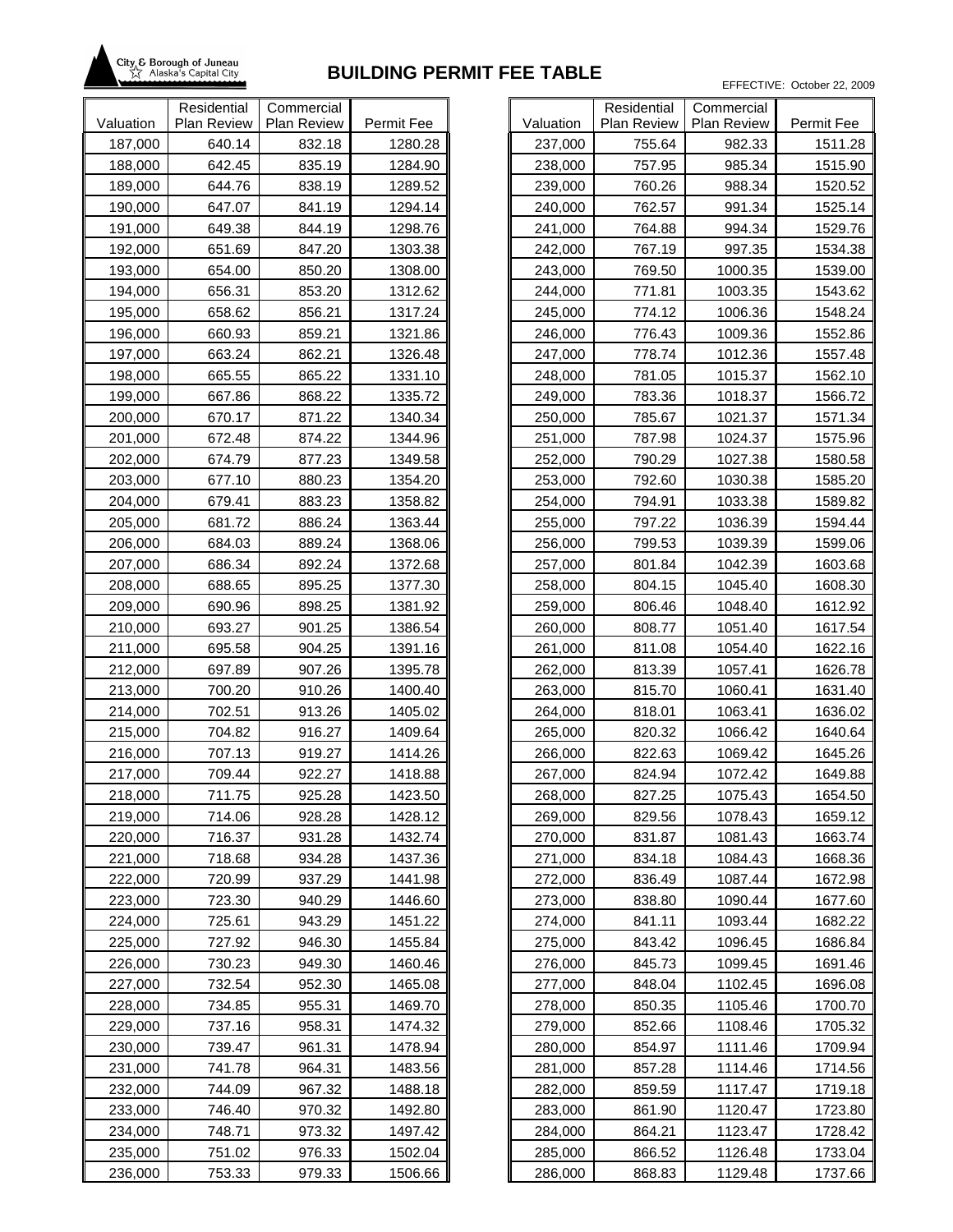# BUILDING PERMIT FEE TABLE

City & Borough of Juneau — Alaska's Capital City

EFFECTIVE: October 22, 2009

| Valuation | Residential Plan Review | Commercial Plan Review | Permit Fee |
|---|---|---|---|
| 187,000 | 640.14 | 832.18 | 1280.28 |
| 188,000 | 642.45 | 835.19 | 1284.90 |
| 189,000 | 644.76 | 838.19 | 1289.52 |
| 190,000 | 647.07 | 841.19 | 1294.14 |
| 191,000 | 649.38 | 844.19 | 1298.76 |
| 192,000 | 651.69 | 847.20 | 1303.38 |
| 193,000 | 654.00 | 850.20 | 1308.00 |
| 194,000 | 656.31 | 853.20 | 1312.62 |
| 195,000 | 658.62 | 856.21 | 1317.24 |
| 196,000 | 660.93 | 859.21 | 1321.86 |
| 197,000 | 663.24 | 862.21 | 1326.48 |
| 198,000 | 665.55 | 865.22 | 1331.10 |
| 199,000 | 667.86 | 868.22 | 1335.72 |
| 200,000 | 670.17 | 871.22 | 1340.34 |
| 201,000 | 672.48 | 874.22 | 1344.96 |
| 202,000 | 674.79 | 877.23 | 1349.58 |
| 203,000 | 677.10 | 880.23 | 1354.20 |
| 204,000 | 679.41 | 883.23 | 1358.82 |
| 205,000 | 681.72 | 886.24 | 1363.44 |
| 206,000 | 684.03 | 889.24 | 1368.06 |
| 207,000 | 686.34 | 892.24 | 1372.68 |
| 208,000 | 688.65 | 895.25 | 1377.30 |
| 209,000 | 690.96 | 898.25 | 1381.92 |
| 210,000 | 693.27 | 901.25 | 1386.54 |
| 211,000 | 695.58 | 904.25 | 1391.16 |
| 212,000 | 697.89 | 907.26 | 1395.78 |
| 213,000 | 700.20 | 910.26 | 1400.40 |
| 214,000 | 702.51 | 913.26 | 1405.02 |
| 215,000 | 704.82 | 916.27 | 1409.64 |
| 216,000 | 707.13 | 919.27 | 1414.26 |
| 217,000 | 709.44 | 922.27 | 1418.88 |
| 218,000 | 711.75 | 925.28 | 1423.50 |
| 219,000 | 714.06 | 928.28 | 1428.12 |
| 220,000 | 716.37 | 931.28 | 1432.74 |
| 221,000 | 718.68 | 934.28 | 1437.36 |
| 222,000 | 720.99 | 937.29 | 1441.98 |
| 223,000 | 723.30 | 940.29 | 1446.60 |
| 224,000 | 725.61 | 943.29 | 1451.22 |
| 225,000 | 727.92 | 946.30 | 1455.84 |
| 226,000 | 730.23 | 949.30 | 1460.46 |
| 227,000 | 732.54 | 952.30 | 1465.08 |
| 228,000 | 734.85 | 955.31 | 1469.70 |
| 229,000 | 737.16 | 958.31 | 1474.32 |
| 230,000 | 739.47 | 961.31 | 1478.94 |
| 231,000 | 741.78 | 964.31 | 1483.56 |
| 232,000 | 744.09 | 967.32 | 1488.18 |
| 233,000 | 746.40 | 970.32 | 1492.80 |
| 234,000 | 748.71 | 973.32 | 1497.42 |
| 235,000 | 751.02 | 976.33 | 1502.04 |
| 236,000 | 753.33 | 979.33 | 1506.66 |
| 237,000 | 755.64 | 982.33 | 1511.28 |
| 238,000 | 757.95 | 985.34 | 1515.90 |
| 239,000 | 760.26 | 988.34 | 1520.52 |
| 240,000 | 762.57 | 991.34 | 1525.14 |
| 241,000 | 764.88 | 994.34 | 1529.76 |
| 242,000 | 767.19 | 997.35 | 1534.38 |
| 243,000 | 769.50 | 1000.35 | 1539.00 |
| 244,000 | 771.81 | 1003.35 | 1543.62 |
| 245,000 | 774.12 | 1006.36 | 1548.24 |
| 246,000 | 776.43 | 1009.36 | 1552.86 |
| 247,000 | 778.74 | 1012.36 | 1557.48 |
| 248,000 | 781.05 | 1015.37 | 1562.10 |
| 249,000 | 783.36 | 1018.37 | 1566.72 |
| 250,000 | 785.67 | 1021.37 | 1571.34 |
| 251,000 | 787.98 | 1024.37 | 1575.96 |
| 252,000 | 790.29 | 1027.38 | 1580.58 |
| 253,000 | 792.60 | 1030.38 | 1585.20 |
| 254,000 | 794.91 | 1033.38 | 1589.82 |
| 255,000 | 797.22 | 1036.39 | 1594.44 |
| 256,000 | 799.53 | 1039.39 | 1599.06 |
| 257,000 | 801.84 | 1042.39 | 1603.68 |
| 258,000 | 804.15 | 1045.40 | 1608.30 |
| 259,000 | 806.46 | 1048.40 | 1612.92 |
| 260,000 | 808.77 | 1051.40 | 1617.54 |
| 261,000 | 811.08 | 1054.40 | 1622.16 |
| 262,000 | 813.39 | 1057.41 | 1626.78 |
| 263,000 | 815.70 | 1060.41 | 1631.40 |
| 264,000 | 818.01 | 1063.41 | 1636.02 |
| 265,000 | 820.32 | 1066.42 | 1640.64 |
| 266,000 | 822.63 | 1069.42 | 1645.26 |
| 267,000 | 824.94 | 1072.42 | 1649.88 |
| 268,000 | 827.25 | 1075.43 | 1654.50 |
| 269,000 | 829.56 | 1078.43 | 1659.12 |
| 270,000 | 831.87 | 1081.43 | 1663.74 |
| 271,000 | 834.18 | 1084.43 | 1668.36 |
| 272,000 | 836.49 | 1087.44 | 1672.98 |
| 273,000 | 838.80 | 1090.44 | 1677.60 |
| 274,000 | 841.11 | 1093.44 | 1682.22 |
| 275,000 | 843.42 | 1096.45 | 1686.84 |
| 276,000 | 845.73 | 1099.45 | 1691.46 |
| 277,000 | 848.04 | 1102.45 | 1696.08 |
| 278,000 | 850.35 | 1105.46 | 1700.70 |
| 279,000 | 852.66 | 1108.46 | 1705.32 |
| 280,000 | 854.97 | 1111.46 | 1709.94 |
| 281,000 | 857.28 | 1114.46 | 1714.56 |
| 282,000 | 859.59 | 1117.47 | 1719.18 |
| 283,000 | 861.90 | 1120.47 | 1723.80 |
| 284,000 | 864.21 | 1123.47 | 1728.42 |
| 285,000 | 866.52 | 1126.48 | 1733.04 |
| 286,000 | 868.83 | 1129.48 | 1737.66 |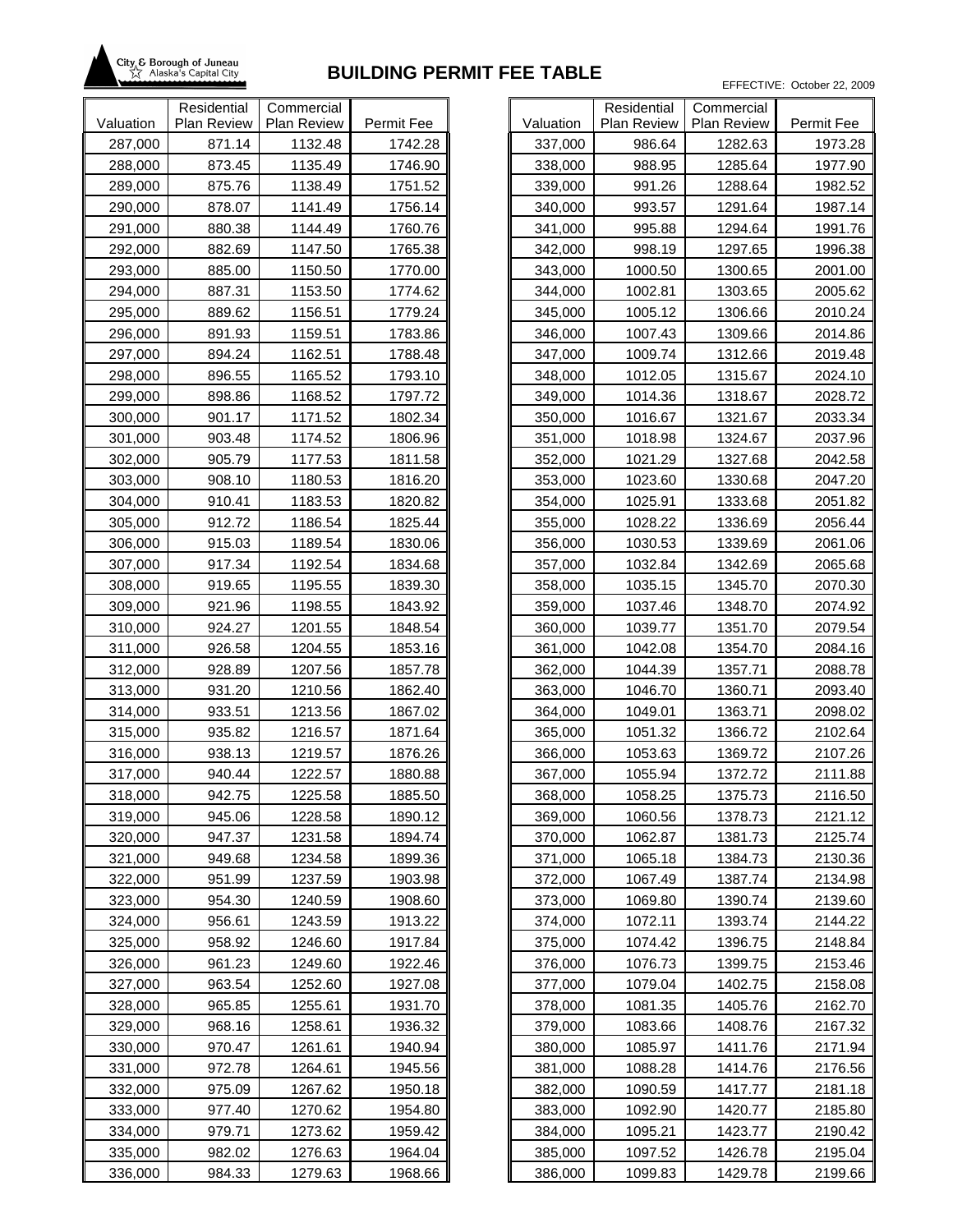City & Borough of Juneau
Alaska's Capital City

# BUILDING PERMIT FEE TABLE

EFFECTIVE: October 22, 2009

| Valuation | Residential Plan Review | Commercial Plan Review | Permit Fee |
|---|---|---|---|
| 287,000 | 871.14 | 1132.48 | 1742.28 |
| 288,000 | 873.45 | 1135.49 | 1746.90 |
| 289,000 | 875.76 | 1138.49 | 1751.52 |
| 290,000 | 878.07 | 1141.49 | 1756.14 |
| 291,000 | 880.38 | 1144.49 | 1760.76 |
| 292,000 | 882.69 | 1147.50 | 1765.38 |
| 293,000 | 885.00 | 1150.50 | 1770.00 |
| 294,000 | 887.31 | 1153.50 | 1774.62 |
| 295,000 | 889.62 | 1156.51 | 1779.24 |
| 296,000 | 891.93 | 1159.51 | 1783.86 |
| 297,000 | 894.24 | 1162.51 | 1788.48 |
| 298,000 | 896.55 | 1165.52 | 1793.10 |
| 299,000 | 898.86 | 1168.52 | 1797.72 |
| 300,000 | 901.17 | 1171.52 | 1802.34 |
| 301,000 | 903.48 | 1174.52 | 1806.96 |
| 302,000 | 905.79 | 1177.53 | 1811.58 |
| 303,000 | 908.10 | 1180.53 | 1816.20 |
| 304,000 | 910.41 | 1183.53 | 1820.82 |
| 305,000 | 912.72 | 1186.54 | 1825.44 |
| 306,000 | 915.03 | 1189.54 | 1830.06 |
| 307,000 | 917.34 | 1192.54 | 1834.68 |
| 308,000 | 919.65 | 1195.55 | 1839.30 |
| 309,000 | 921.96 | 1198.55 | 1843.92 |
| 310,000 | 924.27 | 1201.55 | 1848.54 |
| 311,000 | 926.58 | 1204.55 | 1853.16 |
| 312,000 | 928.89 | 1207.56 | 1857.78 |
| 313,000 | 931.20 | 1210.56 | 1862.40 |
| 314,000 | 933.51 | 1213.56 | 1867.02 |
| 315,000 | 935.82 | 1216.57 | 1871.64 |
| 316,000 | 938.13 | 1219.57 | 1876.26 |
| 317,000 | 940.44 | 1222.57 | 1880.88 |
| 318,000 | 942.75 | 1225.58 | 1885.50 |
| 319,000 | 945.06 | 1228.58 | 1890.12 |
| 320,000 | 947.37 | 1231.58 | 1894.74 |
| 321,000 | 949.68 | 1234.58 | 1899.36 |
| 322,000 | 951.99 | 1237.59 | 1903.98 |
| 323,000 | 954.30 | 1240.59 | 1908.60 |
| 324,000 | 956.61 | 1243.59 | 1913.22 |
| 325,000 | 958.92 | 1246.60 | 1917.84 |
| 326,000 | 961.23 | 1249.60 | 1922.46 |
| 327,000 | 963.54 | 1252.60 | 1927.08 |
| 328,000 | 965.85 | 1255.61 | 1931.70 |
| 329,000 | 968.16 | 1258.61 | 1936.32 |
| 330,000 | 970.47 | 1261.61 | 1940.94 |
| 331,000 | 972.78 | 1264.61 | 1945.56 |
| 332,000 | 975.09 | 1267.62 | 1950.18 |
| 333,000 | 977.40 | 1270.62 | 1954.80 |
| 334,000 | 979.71 | 1273.62 | 1959.42 |
| 335,000 | 982.02 | 1276.63 | 1964.04 |
| 336,000 | 984.33 | 1279.63 | 1968.66 |
| 337,000 | 986.64 | 1282.63 | 1973.28 |
| 338,000 | 988.95 | 1285.64 | 1977.90 |
| 339,000 | 991.26 | 1288.64 | 1982.52 |
| 340,000 | 993.57 | 1291.64 | 1987.14 |
| 341,000 | 995.88 | 1294.64 | 1991.76 |
| 342,000 | 998.19 | 1297.65 | 1996.38 |
| 343,000 | 1000.50 | 1300.65 | 2001.00 |
| 344,000 | 1002.81 | 1303.65 | 2005.62 |
| 345,000 | 1005.12 | 1306.66 | 2010.24 |
| 346,000 | 1007.43 | 1309.66 | 2014.86 |
| 347,000 | 1009.74 | 1312.66 | 2019.48 |
| 348,000 | 1012.05 | 1315.67 | 2024.10 |
| 349,000 | 1014.36 | 1318.67 | 2028.72 |
| 350,000 | 1016.67 | 1321.67 | 2033.34 |
| 351,000 | 1018.98 | 1324.67 | 2037.96 |
| 352,000 | 1021.29 | 1327.68 | 2042.58 |
| 353,000 | 1023.60 | 1330.68 | 2047.20 |
| 354,000 | 1025.91 | 1333.68 | 2051.82 |
| 355,000 | 1028.22 | 1336.69 | 2056.44 |
| 356,000 | 1030.53 | 1339.69 | 2061.06 |
| 357,000 | 1032.84 | 1342.69 | 2065.68 |
| 358,000 | 1035.15 | 1345.70 | 2070.30 |
| 359,000 | 1037.46 | 1348.70 | 2074.92 |
| 360,000 | 1039.77 | 1351.70 | 2079.54 |
| 361,000 | 1042.08 | 1354.70 | 2084.16 |
| 362,000 | 1044.39 | 1357.71 | 2088.78 |
| 363,000 | 1046.70 | 1360.71 | 2093.40 |
| 364,000 | 1049.01 | 1363.71 | 2098.02 |
| 365,000 | 1051.32 | 1366.72 | 2102.64 |
| 366,000 | 1053.63 | 1369.72 | 2107.26 |
| 367,000 | 1055.94 | 1372.72 | 2111.88 |
| 368,000 | 1058.25 | 1375.73 | 2116.50 |
| 369,000 | 1060.56 | 1378.73 | 2121.12 |
| 370,000 | 1062.87 | 1381.73 | 2125.74 |
| 371,000 | 1065.18 | 1384.73 | 2130.36 |
| 372,000 | 1067.49 | 1387.74 | 2134.98 |
| 373,000 | 1069.80 | 1390.74 | 2139.60 |
| 374,000 | 1072.11 | 1393.74 | 2144.22 |
| 375,000 | 1074.42 | 1396.75 | 2148.84 |
| 376,000 | 1076.73 | 1399.75 | 2153.46 |
| 377,000 | 1079.04 | 1402.75 | 2158.08 |
| 378,000 | 1081.35 | 1405.76 | 2162.70 |
| 379,000 | 1083.66 | 1408.76 | 2167.32 |
| 380,000 | 1085.97 | 1411.76 | 2171.94 |
| 381,000 | 1088.28 | 1414.76 | 2176.56 |
| 382,000 | 1090.59 | 1417.77 | 2181.18 |
| 383,000 | 1092.90 | 1420.77 | 2185.80 |
| 384,000 | 1095.21 | 1423.77 | 2190.42 |
| 385,000 | 1097.52 | 1426.78 | 2195.04 |
| 386,000 | 1099.83 | 1429.78 | 2199.66 |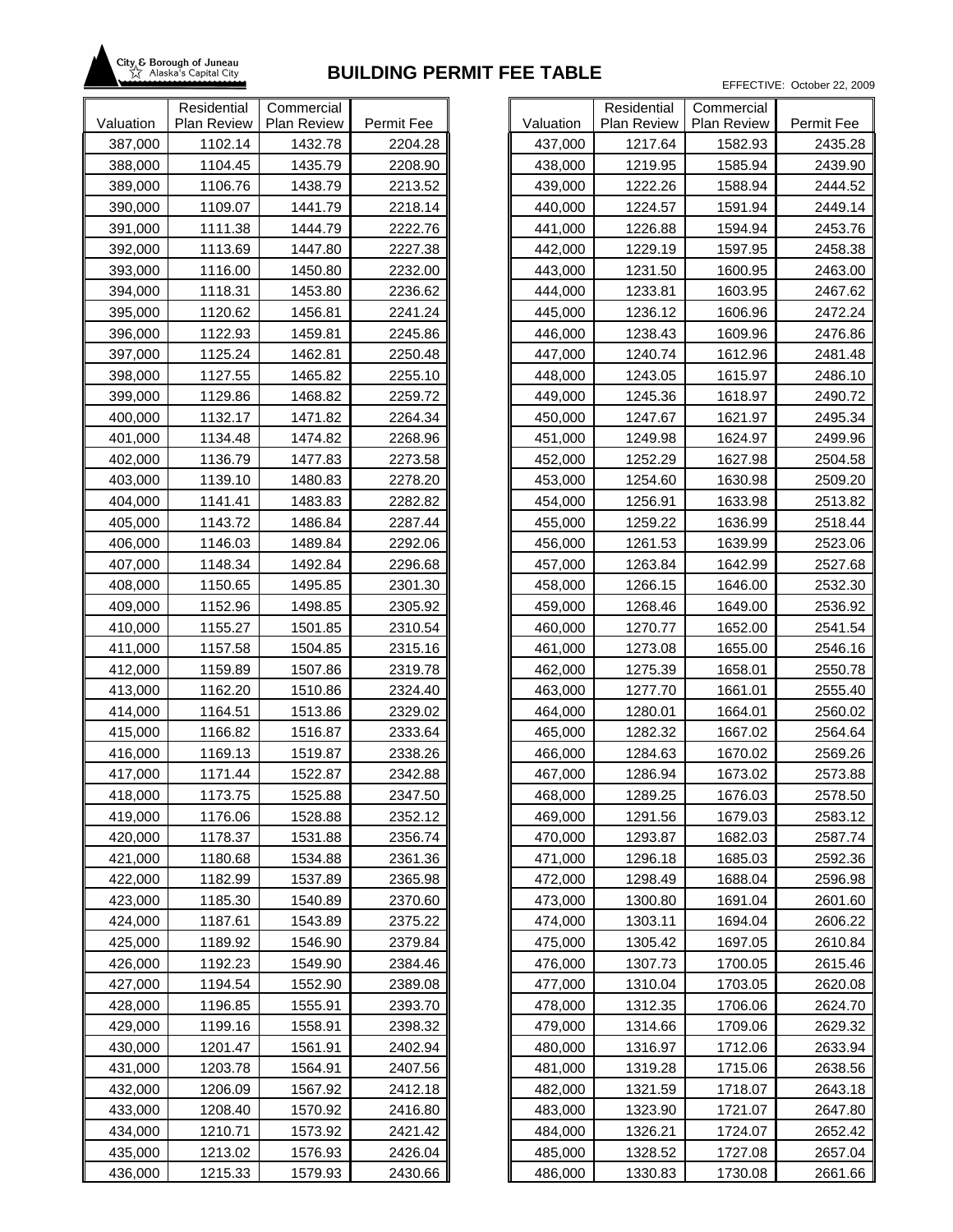# BUILDING PERMIT FEE TABLE

City & Borough of Juneau — Alaska's Capital City

EFFECTIVE: October 22, 2009

| Valuation | Residential Plan Review | Commercial Plan Review | Permit Fee |
|---|---|---|---|
| 387,000 | 1102.14 | 1432.78 | 2204.28 |
| 388,000 | 1104.45 | 1435.79 | 2208.90 |
| 389,000 | 1106.76 | 1438.79 | 2213.52 |
| 390,000 | 1109.07 | 1441.79 | 2218.14 |
| 391,000 | 1111.38 | 1444.79 | 2222.76 |
| 392,000 | 1113.69 | 1447.80 | 2227.38 |
| 393,000 | 1116.00 | 1450.80 | 2232.00 |
| 394,000 | 1118.31 | 1453.80 | 2236.62 |
| 395,000 | 1120.62 | 1456.81 | 2241.24 |
| 396,000 | 1122.93 | 1459.81 | 2245.86 |
| 397,000 | 1125.24 | 1462.81 | 2250.48 |
| 398,000 | 1127.55 | 1465.82 | 2255.10 |
| 399,000 | 1129.86 | 1468.82 | 2259.72 |
| 400,000 | 1132.17 | 1471.82 | 2264.34 |
| 401,000 | 1134.48 | 1474.82 | 2268.96 |
| 402,000 | 1136.79 | 1477.83 | 2273.58 |
| 403,000 | 1139.10 | 1480.83 | 2278.20 |
| 404,000 | 1141.41 | 1483.83 | 2282.82 |
| 405,000 | 1143.72 | 1486.84 | 2287.44 |
| 406,000 | 1146.03 | 1489.84 | 2292.06 |
| 407,000 | 1148.34 | 1492.84 | 2296.68 |
| 408,000 | 1150.65 | 1495.85 | 2301.30 |
| 409,000 | 1152.96 | 1498.85 | 2305.92 |
| 410,000 | 1155.27 | 1501.85 | 2310.54 |
| 411,000 | 1157.58 | 1504.85 | 2315.16 |
| 412,000 | 1159.89 | 1507.86 | 2319.78 |
| 413,000 | 1162.20 | 1510.86 | 2324.40 |
| 414,000 | 1164.51 | 1513.86 | 2329.02 |
| 415,000 | 1166.82 | 1516.87 | 2333.64 |
| 416,000 | 1169.13 | 1519.87 | 2338.26 |
| 417,000 | 1171.44 | 1522.87 | 2342.88 |
| 418,000 | 1173.75 | 1525.88 | 2347.50 |
| 419,000 | 1176.06 | 1528.88 | 2352.12 |
| 420,000 | 1178.37 | 1531.88 | 2356.74 |
| 421,000 | 1180.68 | 1534.88 | 2361.36 |
| 422,000 | 1182.99 | 1537.89 | 2365.98 |
| 423,000 | 1185.30 | 1540.89 | 2370.60 |
| 424,000 | 1187.61 | 1543.89 | 2375.22 |
| 425,000 | 1189.92 | 1546.90 | 2379.84 |
| 426,000 | 1192.23 | 1549.90 | 2384.46 |
| 427,000 | 1194.54 | 1552.90 | 2389.08 |
| 428,000 | 1196.85 | 1555.91 | 2393.70 |
| 429,000 | 1199.16 | 1558.91 | 2398.32 |
| 430,000 | 1201.47 | 1561.91 | 2402.94 |
| 431,000 | 1203.78 | 1564.91 | 2407.56 |
| 432,000 | 1206.09 | 1567.92 | 2412.18 |
| 433,000 | 1208.40 | 1570.92 | 2416.80 |
| 434,000 | 1210.71 | 1573.92 | 2421.42 |
| 435,000 | 1213.02 | 1576.93 | 2426.04 |
| 436,000 | 1215.33 | 1579.93 | 2430.66 |
| 437,000 | 1217.64 | 1582.93 | 2435.28 |
| 438,000 | 1219.95 | 1585.94 | 2439.90 |
| 439,000 | 1222.26 | 1588.94 | 2444.52 |
| 440,000 | 1224.57 | 1591.94 | 2449.14 |
| 441,000 | 1226.88 | 1594.94 | 2453.76 |
| 442,000 | 1229.19 | 1597.95 | 2458.38 |
| 443,000 | 1231.50 | 1600.95 | 2463.00 |
| 444,000 | 1233.81 | 1603.95 | 2467.62 |
| 445,000 | 1236.12 | 1606.96 | 2472.24 |
| 446,000 | 1238.43 | 1609.96 | 2476.86 |
| 447,000 | 1240.74 | 1612.96 | 2481.48 |
| 448,000 | 1243.05 | 1615.97 | 2486.10 |
| 449,000 | 1245.36 | 1618.97 | 2490.72 |
| 450,000 | 1247.67 | 1621.97 | 2495.34 |
| 451,000 | 1249.98 | 1624.97 | 2499.96 |
| 452,000 | 1252.29 | 1627.98 | 2504.58 |
| 453,000 | 1254.60 | 1630.98 | 2509.20 |
| 454,000 | 1256.91 | 1633.98 | 2513.82 |
| 455,000 | 1259.22 | 1636.99 | 2518.44 |
| 456,000 | 1261.53 | 1639.99 | 2523.06 |
| 457,000 | 1263.84 | 1642.99 | 2527.68 |
| 458,000 | 1266.15 | 1646.00 | 2532.30 |
| 459,000 | 1268.46 | 1649.00 | 2536.92 |
| 460,000 | 1270.77 | 1652.00 | 2541.54 |
| 461,000 | 1273.08 | 1655.00 | 2546.16 |
| 462,000 | 1275.39 | 1658.01 | 2550.78 |
| 463,000 | 1277.70 | 1661.01 | 2555.40 |
| 464,000 | 1280.01 | 1664.01 | 2560.02 |
| 465,000 | 1282.32 | 1667.02 | 2564.64 |
| 466,000 | 1284.63 | 1670.02 | 2569.26 |
| 467,000 | 1286.94 | 1673.02 | 2573.88 |
| 468,000 | 1289.25 | 1676.03 | 2578.50 |
| 469,000 | 1291.56 | 1679.03 | 2583.12 |
| 470,000 | 1293.87 | 1682.03 | 2587.74 |
| 471,000 | 1296.18 | 1685.03 | 2592.36 |
| 472,000 | 1298.49 | 1688.04 | 2596.98 |
| 473,000 | 1300.80 | 1691.04 | 2601.60 |
| 474,000 | 1303.11 | 1694.04 | 2606.22 |
| 475,000 | 1305.42 | 1697.05 | 2610.84 |
| 476,000 | 1307.73 | 1700.05 | 2615.46 |
| 477,000 | 1310.04 | 1703.05 | 2620.08 |
| 478,000 | 1312.35 | 1706.06 | 2624.70 |
| 479,000 | 1314.66 | 1709.06 | 2629.32 |
| 480,000 | 1316.97 | 1712.06 | 2633.94 |
| 481,000 | 1319.28 | 1715.06 | 2638.56 |
| 482,000 | 1321.59 | 1718.07 | 2643.18 |
| 483,000 | 1323.90 | 1721.07 | 2647.80 |
| 484,000 | 1326.21 | 1724.07 | 2652.42 |
| 485,000 | 1328.52 | 1727.08 | 2657.04 |
| 486,000 | 1330.83 | 1730.08 | 2661.66 |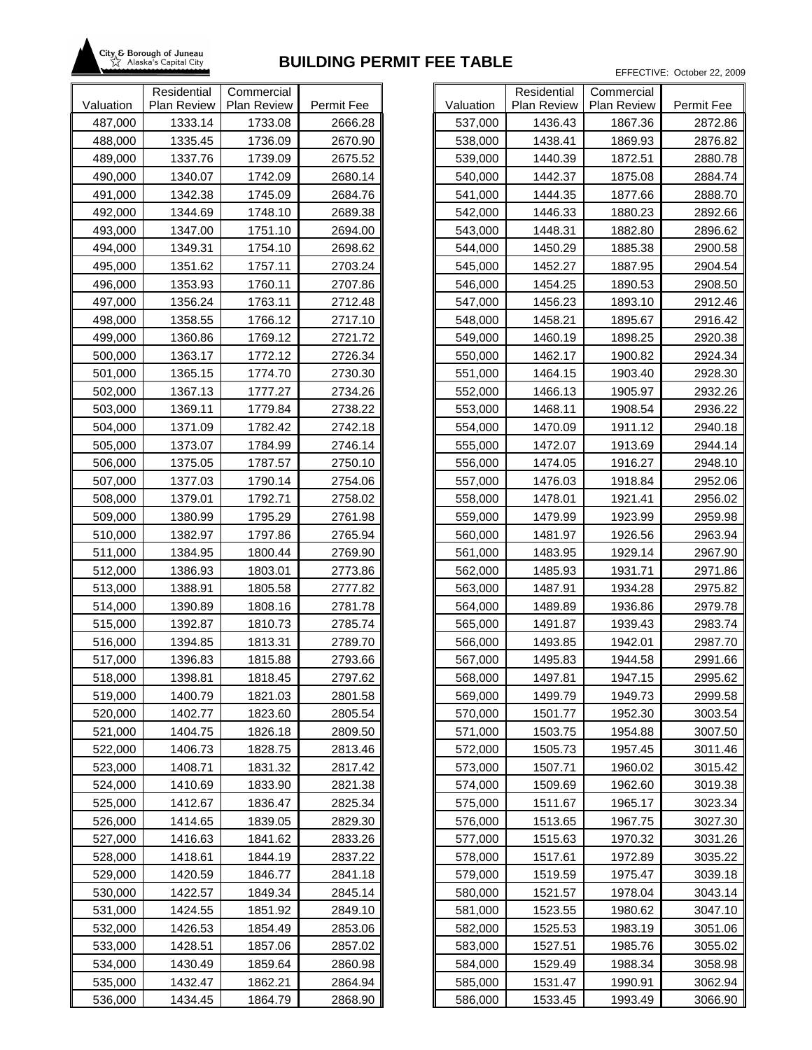City & Borough of Juneau
Alaska's Capital City

# BUILDING PERMIT FEE TABLE

EFFECTIVE: October 22, 2009

| Valuation | Residential Plan Review | Commercial Plan Review | Permit Fee |
|---|---|---|---|
| 487,000 | 1333.14 | 1733.08 | 2666.28 |
| 488,000 | 1335.45 | 1736.09 | 2670.90 |
| 489,000 | 1337.76 | 1739.09 | 2675.52 |
| 490,000 | 1340.07 | 1742.09 | 2680.14 |
| 491,000 | 1342.38 | 1745.09 | 2684.76 |
| 492,000 | 1344.69 | 1748.10 | 2689.38 |
| 493,000 | 1347.00 | 1751.10 | 2694.00 |
| 494,000 | 1349.31 | 1754.10 | 2698.62 |
| 495,000 | 1351.62 | 1757.11 | 2703.24 |
| 496,000 | 1353.93 | 1760.11 | 2707.86 |
| 497,000 | 1356.24 | 1763.11 | 2712.48 |
| 498,000 | 1358.55 | 1766.12 | 2717.10 |
| 499,000 | 1360.86 | 1769.12 | 2721.72 |
| 500,000 | 1363.17 | 1772.12 | 2726.34 |
| 501,000 | 1365.15 | 1774.70 | 2730.30 |
| 502,000 | 1367.13 | 1777.27 | 2734.26 |
| 503,000 | 1369.11 | 1779.84 | 2738.22 |
| 504,000 | 1371.09 | 1782.42 | 2742.18 |
| 505,000 | 1373.07 | 1784.99 | 2746.14 |
| 506,000 | 1375.05 | 1787.57 | 2750.10 |
| 507,000 | 1377.03 | 1790.14 | 2754.06 |
| 508,000 | 1379.01 | 1792.71 | 2758.02 |
| 509,000 | 1380.99 | 1795.29 | 2761.98 |
| 510,000 | 1382.97 | 1797.86 | 2765.94 |
| 511,000 | 1384.95 | 1800.44 | 2769.90 |
| 512,000 | 1386.93 | 1803.01 | 2773.86 |
| 513,000 | 1388.91 | 1805.58 | 2777.82 |
| 514,000 | 1390.89 | 1808.16 | 2781.78 |
| 515,000 | 1392.87 | 1810.73 | 2785.74 |
| 516,000 | 1394.85 | 1813.31 | 2789.70 |
| 517,000 | 1396.83 | 1815.88 | 2793.66 |
| 518,000 | 1398.81 | 1818.45 | 2797.62 |
| 519,000 | 1400.79 | 1821.03 | 2801.58 |
| 520,000 | 1402.77 | 1823.60 | 2805.54 |
| 521,000 | 1404.75 | 1826.18 | 2809.50 |
| 522,000 | 1406.73 | 1828.75 | 2813.46 |
| 523,000 | 1408.71 | 1831.32 | 2817.42 |
| 524,000 | 1410.69 | 1833.90 | 2821.38 |
| 525,000 | 1412.67 | 1836.47 | 2825.34 |
| 526,000 | 1414.65 | 1839.05 | 2829.30 |
| 527,000 | 1416.63 | 1841.62 | 2833.26 |
| 528,000 | 1418.61 | 1844.19 | 2837.22 |
| 529,000 | 1420.59 | 1846.77 | 2841.18 |
| 530,000 | 1422.57 | 1849.34 | 2845.14 |
| 531,000 | 1424.55 | 1851.92 | 2849.10 |
| 532,000 | 1426.53 | 1854.49 | 2853.06 |
| 533,000 | 1428.51 | 1857.06 | 2857.02 |
| 534,000 | 1430.49 | 1859.64 | 2860.98 |
| 535,000 | 1432.47 | 1862.21 | 2864.94 |
| 536,000 | 1434.45 | 1864.79 | 2868.90 |
| 537,000 | 1436.43 | 1867.36 | 2872.86 |
| 538,000 | 1438.41 | 1869.93 | 2876.82 |
| 539,000 | 1440.39 | 1872.51 | 2880.78 |
| 540,000 | 1442.37 | 1875.08 | 2884.74 |
| 541,000 | 1444.35 | 1877.66 | 2888.70 |
| 542,000 | 1446.33 | 1880.23 | 2892.66 |
| 543,000 | 1448.31 | 1882.80 | 2896.62 |
| 544,000 | 1450.29 | 1885.38 | 2900.58 |
| 545,000 | 1452.27 | 1887.95 | 2904.54 |
| 546,000 | 1454.25 | 1890.53 | 2908.50 |
| 547,000 | 1456.23 | 1893.10 | 2912.46 |
| 548,000 | 1458.21 | 1895.67 | 2916.42 |
| 549,000 | 1460.19 | 1898.25 | 2920.38 |
| 550,000 | 1462.17 | 1900.82 | 2924.34 |
| 551,000 | 1464.15 | 1903.40 | 2928.30 |
| 552,000 | 1466.13 | 1905.97 | 2932.26 |
| 553,000 | 1468.11 | 1908.54 | 2936.22 |
| 554,000 | 1470.09 | 1911.12 | 2940.18 |
| 555,000 | 1472.07 | 1913.69 | 2944.14 |
| 556,000 | 1474.05 | 1916.27 | 2948.10 |
| 557,000 | 1476.03 | 1918.84 | 2952.06 |
| 558,000 | 1478.01 | 1921.41 | 2956.02 |
| 559,000 | 1479.99 | 1923.99 | 2959.98 |
| 560,000 | 1481.97 | 1926.56 | 2963.94 |
| 561,000 | 1483.95 | 1929.14 | 2967.90 |
| 562,000 | 1485.93 | 1931.71 | 2971.86 |
| 563,000 | 1487.91 | 1934.28 | 2975.82 |
| 564,000 | 1489.89 | 1936.86 | 2979.78 |
| 565,000 | 1491.87 | 1939.43 | 2983.74 |
| 566,000 | 1493.85 | 1942.01 | 2987.70 |
| 567,000 | 1495.83 | 1944.58 | 2991.66 |
| 568,000 | 1497.81 | 1947.15 | 2995.62 |
| 569,000 | 1499.79 | 1949.73 | 2999.58 |
| 570,000 | 1501.77 | 1952.30 | 3003.54 |
| 571,000 | 1503.75 | 1954.88 | 3007.50 |
| 572,000 | 1505.73 | 1957.45 | 3011.46 |
| 573,000 | 1507.71 | 1960.02 | 3015.42 |
| 574,000 | 1509.69 | 1962.60 | 3019.38 |
| 575,000 | 1511.67 | 1965.17 | 3023.34 |
| 576,000 | 1513.65 | 1967.75 | 3027.30 |
| 577,000 | 1515.63 | 1970.32 | 3031.26 |
| 578,000 | 1517.61 | 1972.89 | 3035.22 |
| 579,000 | 1519.59 | 1975.47 | 3039.18 |
| 580,000 | 1521.57 | 1978.04 | 3043.14 |
| 581,000 | 1523.55 | 1980.62 | 3047.10 |
| 582,000 | 1525.53 | 1983.19 | 3051.06 |
| 583,000 | 1527.51 | 1985.76 | 3055.02 |
| 584,000 | 1529.49 | 1988.34 | 3058.98 |
| 585,000 | 1531.47 | 1990.91 | 3062.94 |
| 586,000 | 1533.45 | 1993.49 | 3066.90 |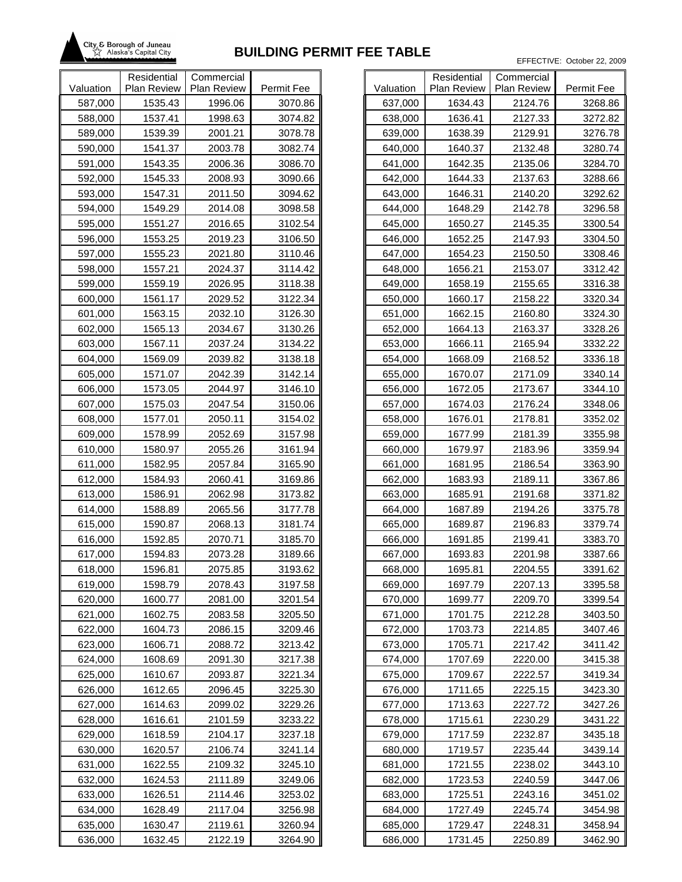City & Borough of Juneau
Alaska's Capital City

# BUILDING PERMIT FEE TABLE

EFFECTIVE: October 22, 2009

| Valuation | Residential Plan Review | Commercial Plan Review | Permit Fee |
|---|---|---|---|
| 587,000 | 1535.43 | 1996.06 | 3070.86 |
| 588,000 | 1537.41 | 1998.63 | 3074.82 |
| 589,000 | 1539.39 | 2001.21 | 3078.78 |
| 590,000 | 1541.37 | 2003.78 | 3082.74 |
| 591,000 | 1543.35 | 2006.36 | 3086.70 |
| 592,000 | 1545.33 | 2008.93 | 3090.66 |
| 593,000 | 1547.31 | 2011.50 | 3094.62 |
| 594,000 | 1549.29 | 2014.08 | 3098.58 |
| 595,000 | 1551.27 | 2016.65 | 3102.54 |
| 596,000 | 1553.25 | 2019.23 | 3106.50 |
| 597,000 | 1555.23 | 2021.80 | 3110.46 |
| 598,000 | 1557.21 | 2024.37 | 3114.42 |
| 599,000 | 1559.19 | 2026.95 | 3118.38 |
| 600,000 | 1561.17 | 2029.52 | 3122.34 |
| 601,000 | 1563.15 | 2032.10 | 3126.30 |
| 602,000 | 1565.13 | 2034.67 | 3130.26 |
| 603,000 | 1567.11 | 2037.24 | 3134.22 |
| 604,000 | 1569.09 | 2039.82 | 3138.18 |
| 605,000 | 1571.07 | 2042.39 | 3142.14 |
| 606,000 | 1573.05 | 2044.97 | 3146.10 |
| 607,000 | 1575.03 | 2047.54 | 3150.06 |
| 608,000 | 1577.01 | 2050.11 | 3154.02 |
| 609,000 | 1578.99 | 2052.69 | 3157.98 |
| 610,000 | 1580.97 | 2055.26 | 3161.94 |
| 611,000 | 1582.95 | 2057.84 | 3165.90 |
| 612,000 | 1584.93 | 2060.41 | 3169.86 |
| 613,000 | 1586.91 | 2062.98 | 3173.82 |
| 614,000 | 1588.89 | 2065.56 | 3177.78 |
| 615,000 | 1590.87 | 2068.13 | 3181.74 |
| 616,000 | 1592.85 | 2070.71 | 3185.70 |
| 617,000 | 1594.83 | 2073.28 | 3189.66 |
| 618,000 | 1596.81 | 2075.85 | 3193.62 |
| 619,000 | 1598.79 | 2078.43 | 3197.58 |
| 620,000 | 1600.77 | 2081.00 | 3201.54 |
| 621,000 | 1602.75 | 2083.58 | 3205.50 |
| 622,000 | 1604.73 | 2086.15 | 3209.46 |
| 623,000 | 1606.71 | 2088.72 | 3213.42 |
| 624,000 | 1608.69 | 2091.30 | 3217.38 |
| 625,000 | 1610.67 | 2093.87 | 3221.34 |
| 626,000 | 1612.65 | 2096.45 | 3225.30 |
| 627,000 | 1614.63 | 2099.02 | 3229.26 |
| 628,000 | 1616.61 | 2101.59 | 3233.22 |
| 629,000 | 1618.59 | 2104.17 | 3237.18 |
| 630,000 | 1620.57 | 2106.74 | 3241.14 |
| 631,000 | 1622.55 | 2109.32 | 3245.10 |
| 632,000 | 1624.53 | 2111.89 | 3249.06 |
| 633,000 | 1626.51 | 2114.46 | 3253.02 |
| 634,000 | 1628.49 | 2117.04 | 3256.98 |
| 635,000 | 1630.47 | 2119.61 | 3260.94 |
| 636,000 | 1632.45 | 2122.19 | 3264.90 |
| 637,000 | 1634.43 | 2124.76 | 3268.86 |
| 638,000 | 1636.41 | 2127.33 | 3272.82 |
| 639,000 | 1638.39 | 2129.91 | 3276.78 |
| 640,000 | 1640.37 | 2132.48 | 3280.74 |
| 641,000 | 1642.35 | 2135.06 | 3284.70 |
| 642,000 | 1644.33 | 2137.63 | 3288.66 |
| 643,000 | 1646.31 | 2140.20 | 3292.62 |
| 644,000 | 1648.29 | 2142.78 | 3296.58 |
| 645,000 | 1650.27 | 2145.35 | 3300.54 |
| 646,000 | 1652.25 | 2147.93 | 3304.50 |
| 647,000 | 1654.23 | 2150.50 | 3308.46 |
| 648,000 | 1656.21 | 2153.07 | 3312.42 |
| 649,000 | 1658.19 | 2155.65 | 3316.38 |
| 650,000 | 1660.17 | 2158.22 | 3320.34 |
| 651,000 | 1662.15 | 2160.80 | 3324.30 |
| 652,000 | 1664.13 | 2163.37 | 3328.26 |
| 653,000 | 1666.11 | 2165.94 | 3332.22 |
| 654,000 | 1668.09 | 2168.52 | 3336.18 |
| 655,000 | 1670.07 | 2171.09 | 3340.14 |
| 656,000 | 1672.05 | 2173.67 | 3344.10 |
| 657,000 | 1674.03 | 2176.24 | 3348.06 |
| 658,000 | 1676.01 | 2178.81 | 3352.02 |
| 659,000 | 1677.99 | 2181.39 | 3355.98 |
| 660,000 | 1679.97 | 2183.96 | 3359.94 |
| 661,000 | 1681.95 | 2186.54 | 3363.90 |
| 662,000 | 1683.93 | 2189.11 | 3367.86 |
| 663,000 | 1685.91 | 2191.68 | 3371.82 |
| 664,000 | 1687.89 | 2194.26 | 3375.78 |
| 665,000 | 1689.87 | 2196.83 | 3379.74 |
| 666,000 | 1691.85 | 2199.41 | 3383.70 |
| 667,000 | 1693.83 | 2201.98 | 3387.66 |
| 668,000 | 1695.81 | 2204.55 | 3391.62 |
| 669,000 | 1697.79 | 2207.13 | 3395.58 |
| 670,000 | 1699.77 | 2209.70 | 3399.54 |
| 671,000 | 1701.75 | 2212.28 | 3403.50 |
| 672,000 | 1703.73 | 2214.85 | 3407.46 |
| 673,000 | 1705.71 | 2217.42 | 3411.42 |
| 674,000 | 1707.69 | 2220.00 | 3415.38 |
| 675,000 | 1709.67 | 2222.57 | 3419.34 |
| 676,000 | 1711.65 | 2225.15 | 3423.30 |
| 677,000 | 1713.63 | 2227.72 | 3427.26 |
| 678,000 | 1715.61 | 2230.29 | 3431.22 |
| 679,000 | 1717.59 | 2232.87 | 3435.18 |
| 680,000 | 1719.57 | 2235.44 | 3439.14 |
| 681,000 | 1721.55 | 2238.02 | 3443.10 |
| 682,000 | 1723.53 | 2240.59 | 3447.06 |
| 683,000 | 1725.51 | 2243.16 | 3451.02 |
| 684,000 | 1727.49 | 2245.74 | 3454.98 |
| 685,000 | 1729.47 | 2248.31 | 3458.94 |
| 686,000 | 1731.45 | 2250.89 | 3462.90 |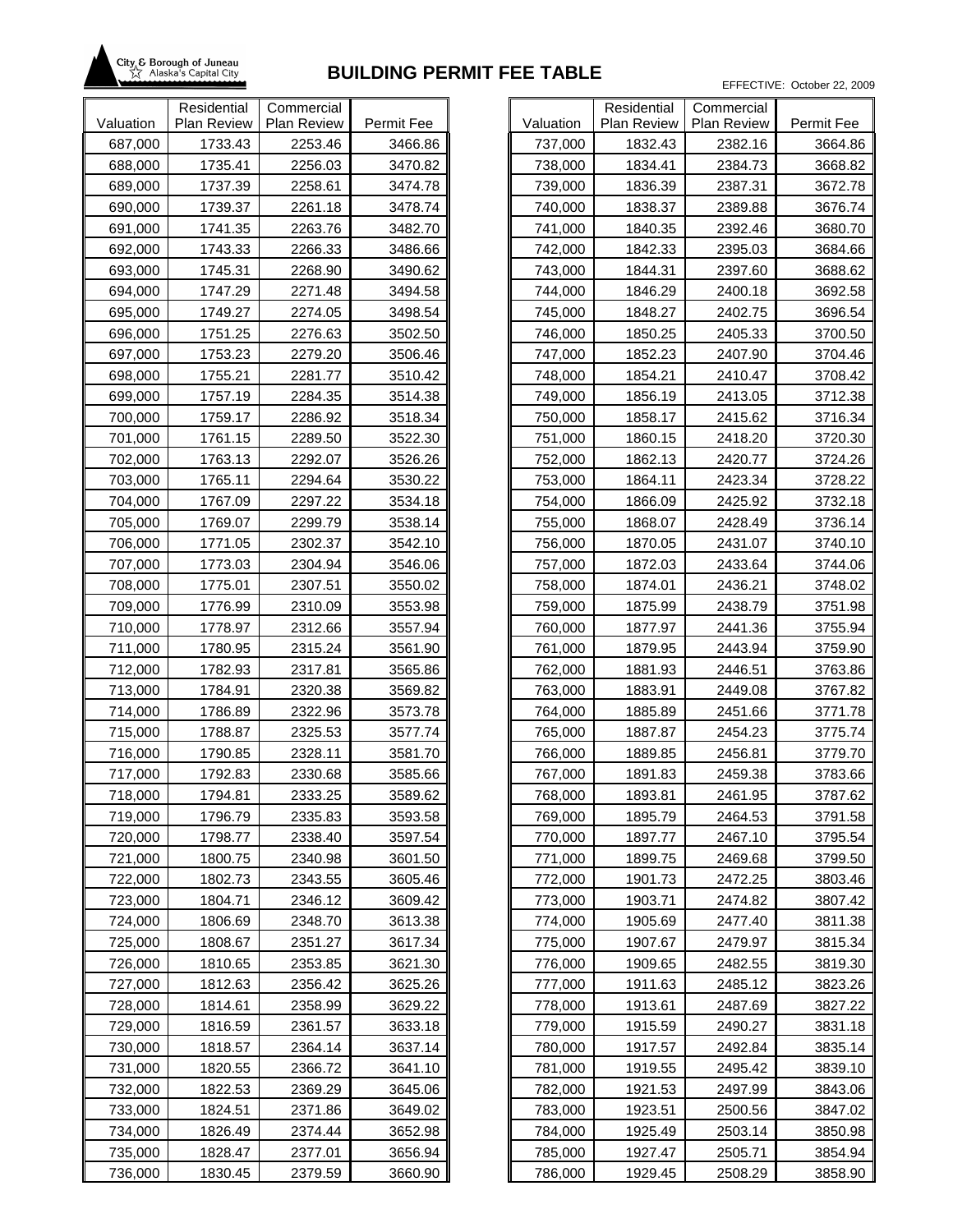# BUILDING PERMIT FEE TABLE

City & Borough of Juneau — Alaska's Capital City

EFFECTIVE: October 22, 2009

| Valuation | Residential Plan Review | Commercial Plan Review | Permit Fee |
|---|---|---|---|
| 687,000 | 1733.43 | 2253.46 | 3466.86 |
| 688,000 | 1735.41 | 2256.03 | 3470.82 |
| 689,000 | 1737.39 | 2258.61 | 3474.78 |
| 690,000 | 1739.37 | 2261.18 | 3478.74 |
| 691,000 | 1741.35 | 2263.76 | 3482.70 |
| 692,000 | 1743.33 | 2266.33 | 3486.66 |
| 693,000 | 1745.31 | 2268.90 | 3490.62 |
| 694,000 | 1747.29 | 2271.48 | 3494.58 |
| 695,000 | 1749.27 | 2274.05 | 3498.54 |
| 696,000 | 1751.25 | 2276.63 | 3502.50 |
| 697,000 | 1753.23 | 2279.20 | 3506.46 |
| 698,000 | 1755.21 | 2281.77 | 3510.42 |
| 699,000 | 1757.19 | 2284.35 | 3514.38 |
| 700,000 | 1759.17 | 2286.92 | 3518.34 |
| 701,000 | 1761.15 | 2289.50 | 3522.30 |
| 702,000 | 1763.13 | 2292.07 | 3526.26 |
| 703,000 | 1765.11 | 2294.64 | 3530.22 |
| 704,000 | 1767.09 | 2297.22 | 3534.18 |
| 705,000 | 1769.07 | 2299.79 | 3538.14 |
| 706,000 | 1771.05 | 2302.37 | 3542.10 |
| 707,000 | 1773.03 | 2304.94 | 3546.06 |
| 708,000 | 1775.01 | 2307.51 | 3550.02 |
| 709,000 | 1776.99 | 2310.09 | 3553.98 |
| 710,000 | 1778.97 | 2312.66 | 3557.94 |
| 711,000 | 1780.95 | 2315.24 | 3561.90 |
| 712,000 | 1782.93 | 2317.81 | 3565.86 |
| 713,000 | 1784.91 | 2320.38 | 3569.82 |
| 714,000 | 1786.89 | 2322.96 | 3573.78 |
| 715,000 | 1788.87 | 2325.53 | 3577.74 |
| 716,000 | 1790.85 | 2328.11 | 3581.70 |
| 717,000 | 1792.83 | 2330.68 | 3585.66 |
| 718,000 | 1794.81 | 2333.25 | 3589.62 |
| 719,000 | 1796.79 | 2335.83 | 3593.58 |
| 720,000 | 1798.77 | 2338.40 | 3597.54 |
| 721,000 | 1800.75 | 2340.98 | 3601.50 |
| 722,000 | 1802.73 | 2343.55 | 3605.46 |
| 723,000 | 1804.71 | 2346.12 | 3609.42 |
| 724,000 | 1806.69 | 2348.70 | 3613.38 |
| 725,000 | 1808.67 | 2351.27 | 3617.34 |
| 726,000 | 1810.65 | 2353.85 | 3621.30 |
| 727,000 | 1812.63 | 2356.42 | 3625.26 |
| 728,000 | 1814.61 | 2358.99 | 3629.22 |
| 729,000 | 1816.59 | 2361.57 | 3633.18 |
| 730,000 | 1818.57 | 2364.14 | 3637.14 |
| 731,000 | 1820.55 | 2366.72 | 3641.10 |
| 732,000 | 1822.53 | 2369.29 | 3645.06 |
| 733,000 | 1824.51 | 2371.86 | 3649.02 |
| 734,000 | 1826.49 | 2374.44 | 3652.98 |
| 735,000 | 1828.47 | 2377.01 | 3656.94 |
| 736,000 | 1830.45 | 2379.59 | 3660.90 |
| 737,000 | 1832.43 | 2382.16 | 3664.86 |
| 738,000 | 1834.41 | 2384.73 | 3668.82 |
| 739,000 | 1836.39 | 2387.31 | 3672.78 |
| 740,000 | 1838.37 | 2389.88 | 3676.74 |
| 741,000 | 1840.35 | 2392.46 | 3680.70 |
| 742,000 | 1842.33 | 2395.03 | 3684.66 |
| 743,000 | 1844.31 | 2397.60 | 3688.62 |
| 744,000 | 1846.29 | 2400.18 | 3692.58 |
| 745,000 | 1848.27 | 2402.75 | 3696.54 |
| 746,000 | 1850.25 | 2405.33 | 3700.50 |
| 747,000 | 1852.23 | 2407.90 | 3704.46 |
| 748,000 | 1854.21 | 2410.47 | 3708.42 |
| 749,000 | 1856.19 | 2413.05 | 3712.38 |
| 750,000 | 1858.17 | 2415.62 | 3716.34 |
| 751,000 | 1860.15 | 2418.20 | 3720.30 |
| 752,000 | 1862.13 | 2420.77 | 3724.26 |
| 753,000 | 1864.11 | 2423.34 | 3728.22 |
| 754,000 | 1866.09 | 2425.92 | 3732.18 |
| 755,000 | 1868.07 | 2428.49 | 3736.14 |
| 756,000 | 1870.05 | 2431.07 | 3740.10 |
| 757,000 | 1872.03 | 2433.64 | 3744.06 |
| 758,000 | 1874.01 | 2436.21 | 3748.02 |
| 759,000 | 1875.99 | 2438.79 | 3751.98 |
| 760,000 | 1877.97 | 2441.36 | 3755.94 |
| 761,000 | 1879.95 | 2443.94 | 3759.90 |
| 762,000 | 1881.93 | 2446.51 | 3763.86 |
| 763,000 | 1883.91 | 2449.08 | 3767.82 |
| 764,000 | 1885.89 | 2451.66 | 3771.78 |
| 765,000 | 1887.87 | 2454.23 | 3775.74 |
| 766,000 | 1889.85 | 2456.81 | 3779.70 |
| 767,000 | 1891.83 | 2459.38 | 3783.66 |
| 768,000 | 1893.81 | 2461.95 | 3787.62 |
| 769,000 | 1895.79 | 2464.53 | 3791.58 |
| 770,000 | 1897.77 | 2467.10 | 3795.54 |
| 771,000 | 1899.75 | 2469.68 | 3799.50 |
| 772,000 | 1901.73 | 2472.25 | 3803.46 |
| 773,000 | 1903.71 | 2474.82 | 3807.42 |
| 774,000 | 1905.69 | 2477.40 | 3811.38 |
| 775,000 | 1907.67 | 2479.97 | 3815.34 |
| 776,000 | 1909.65 | 2482.55 | 3819.30 |
| 777,000 | 1911.63 | 2485.12 | 3823.26 |
| 778,000 | 1913.61 | 2487.69 | 3827.22 |
| 779,000 | 1915.59 | 2490.27 | 3831.18 |
| 780,000 | 1917.57 | 2492.84 | 3835.14 |
| 781,000 | 1919.55 | 2495.42 | 3839.10 |
| 782,000 | 1921.53 | 2497.99 | 3843.06 |
| 783,000 | 1923.51 | 2500.56 | 3847.02 |
| 784,000 | 1925.49 | 2503.14 | 3850.98 |
| 785,000 | 1927.47 | 2505.71 | 3854.94 |
| 786,000 | 1929.45 | 2508.29 | 3858.90 |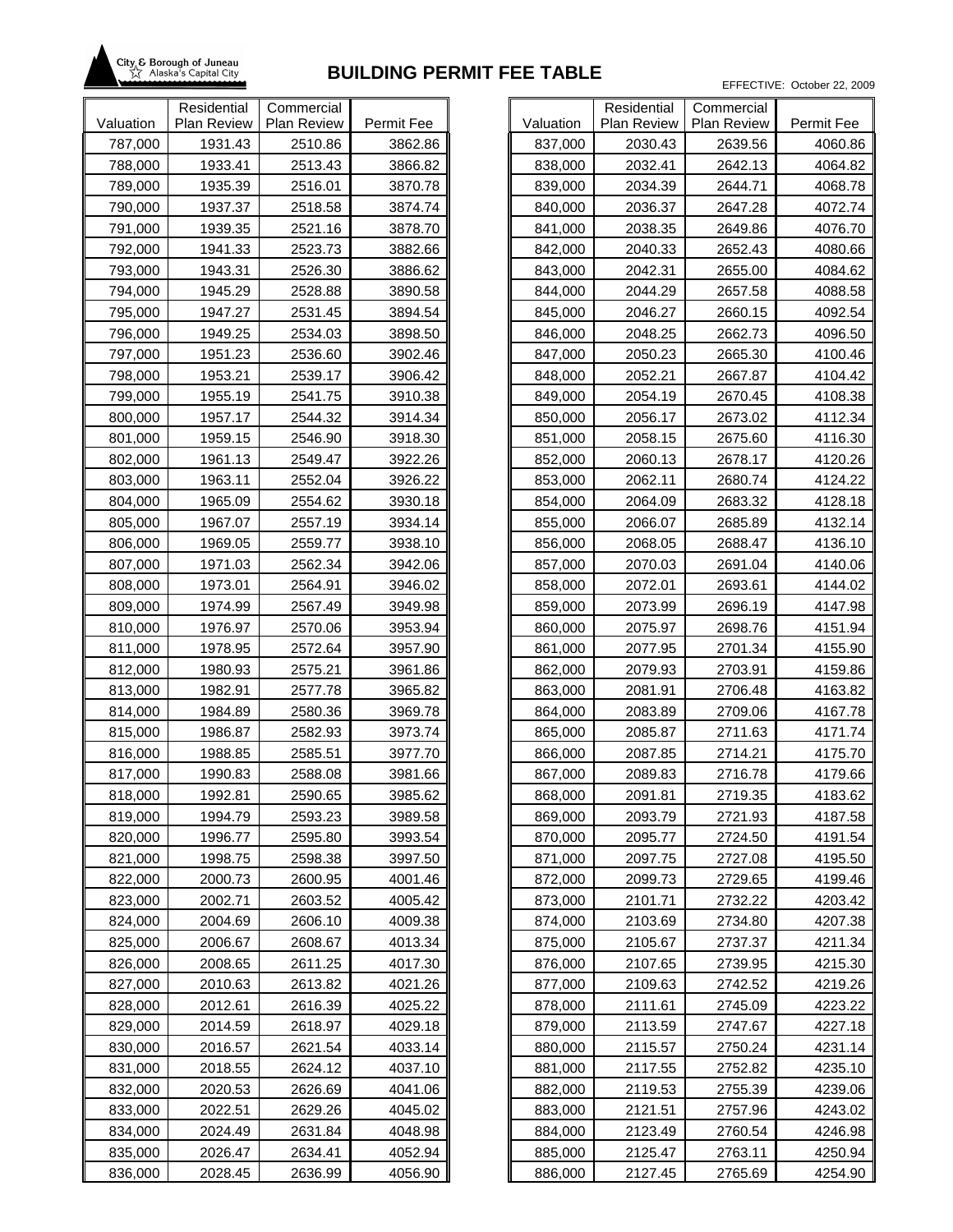City & Borough of Juneau
Alaska's Capital City

# BUILDING PERMIT FEE TABLE

EFFECTIVE: October 22, 2009

| Valuation | Residential Plan Review | Commercial Plan Review | Permit Fee |
|---|---|---|---|
| 787,000 | 1931.43 | 2510.86 | 3862.86 |
| 788,000 | 1933.41 | 2513.43 | 3866.82 |
| 789,000 | 1935.39 | 2516.01 | 3870.78 |
| 790,000 | 1937.37 | 2518.58 | 3874.74 |
| 791,000 | 1939.35 | 2521.16 | 3878.70 |
| 792,000 | 1941.33 | 2523.73 | 3882.66 |
| 793,000 | 1943.31 | 2526.30 | 3886.62 |
| 794,000 | 1945.29 | 2528.88 | 3890.58 |
| 795,000 | 1947.27 | 2531.45 | 3894.54 |
| 796,000 | 1949.25 | 2534.03 | 3898.50 |
| 797,000 | 1951.23 | 2536.60 | 3902.46 |
| 798,000 | 1953.21 | 2539.17 | 3906.42 |
| 799,000 | 1955.19 | 2541.75 | 3910.38 |
| 800,000 | 1957.17 | 2544.32 | 3914.34 |
| 801,000 | 1959.15 | 2546.90 | 3918.30 |
| 802,000 | 1961.13 | 2549.47 | 3922.26 |
| 803,000 | 1963.11 | 2552.04 | 3926.22 |
| 804,000 | 1965.09 | 2554.62 | 3930.18 |
| 805,000 | 1967.07 | 2557.19 | 3934.14 |
| 806,000 | 1969.05 | 2559.77 | 3938.10 |
| 807,000 | 1971.03 | 2562.34 | 3942.06 |
| 808,000 | 1973.01 | 2564.91 | 3946.02 |
| 809,000 | 1974.99 | 2567.49 | 3949.98 |
| 810,000 | 1976.97 | 2570.06 | 3953.94 |
| 811,000 | 1978.95 | 2572.64 | 3957.90 |
| 812,000 | 1980.93 | 2575.21 | 3961.86 |
| 813,000 | 1982.91 | 2577.78 | 3965.82 |
| 814,000 | 1984.89 | 2580.36 | 3969.78 |
| 815,000 | 1986.87 | 2582.93 | 3973.74 |
| 816,000 | 1988.85 | 2585.51 | 3977.70 |
| 817,000 | 1990.83 | 2588.08 | 3981.66 |
| 818,000 | 1992.81 | 2590.65 | 3985.62 |
| 819,000 | 1994.79 | 2593.23 | 3989.58 |
| 820,000 | 1996.77 | 2595.80 | 3993.54 |
| 821,000 | 1998.75 | 2598.38 | 3997.50 |
| 822,000 | 2000.73 | 2600.95 | 4001.46 |
| 823,000 | 2002.71 | 2603.52 | 4005.42 |
| 824,000 | 2004.69 | 2606.10 | 4009.38 |
| 825,000 | 2006.67 | 2608.67 | 4013.34 |
| 826,000 | 2008.65 | 2611.25 | 4017.30 |
| 827,000 | 2010.63 | 2613.82 | 4021.26 |
| 828,000 | 2012.61 | 2616.39 | 4025.22 |
| 829,000 | 2014.59 | 2618.97 | 4029.18 |
| 830,000 | 2016.57 | 2621.54 | 4033.14 |
| 831,000 | 2018.55 | 2624.12 | 4037.10 |
| 832,000 | 2020.53 | 2626.69 | 4041.06 |
| 833,000 | 2022.51 | 2629.26 | 4045.02 |
| 834,000 | 2024.49 | 2631.84 | 4048.98 |
| 835,000 | 2026.47 | 2634.41 | 4052.94 |
| 836,000 | 2028.45 | 2636.99 | 4056.90 |
| 837,000 | 2030.43 | 2639.56 | 4060.86 |
| 838,000 | 2032.41 | 2642.13 | 4064.82 |
| 839,000 | 2034.39 | 2644.71 | 4068.78 |
| 840,000 | 2036.37 | 2647.28 | 4072.74 |
| 841,000 | 2038.35 | 2649.86 | 4076.70 |
| 842,000 | 2040.33 | 2652.43 | 4080.66 |
| 843,000 | 2042.31 | 2655.00 | 4084.62 |
| 844,000 | 2044.29 | 2657.58 | 4088.58 |
| 845,000 | 2046.27 | 2660.15 | 4092.54 |
| 846,000 | 2048.25 | 2662.73 | 4096.50 |
| 847,000 | 2050.23 | 2665.30 | 4100.46 |
| 848,000 | 2052.21 | 2667.87 | 4104.42 |
| 849,000 | 2054.19 | 2670.45 | 4108.38 |
| 850,000 | 2056.17 | 2673.02 | 4112.34 |
| 851,000 | 2058.15 | 2675.60 | 4116.30 |
| 852,000 | 2060.13 | 2678.17 | 4120.26 |
| 853,000 | 2062.11 | 2680.74 | 4124.22 |
| 854,000 | 2064.09 | 2683.32 | 4128.18 |
| 855,000 | 2066.07 | 2685.89 | 4132.14 |
| 856,000 | 2068.05 | 2688.47 | 4136.10 |
| 857,000 | 2070.03 | 2691.04 | 4140.06 |
| 858,000 | 2072.01 | 2693.61 | 4144.02 |
| 859,000 | 2073.99 | 2696.19 | 4147.98 |
| 860,000 | 2075.97 | 2698.76 | 4151.94 |
| 861,000 | 2077.95 | 2701.34 | 4155.90 |
| 862,000 | 2079.93 | 2703.91 | 4159.86 |
| 863,000 | 2081.91 | 2706.48 | 4163.82 |
| 864,000 | 2083.89 | 2709.06 | 4167.78 |
| 865,000 | 2085.87 | 2711.63 | 4171.74 |
| 866,000 | 2087.85 | 2714.21 | 4175.70 |
| 867,000 | 2089.83 | 2716.78 | 4179.66 |
| 868,000 | 2091.81 | 2719.35 | 4183.62 |
| 869,000 | 2093.79 | 2721.93 | 4187.58 |
| 870,000 | 2095.77 | 2724.50 | 4191.54 |
| 871,000 | 2097.75 | 2727.08 | 4195.50 |
| 872,000 | 2099.73 | 2729.65 | 4199.46 |
| 873,000 | 2101.71 | 2732.22 | 4203.42 |
| 874,000 | 2103.69 | 2734.80 | 4207.38 |
| 875,000 | 2105.67 | 2737.37 | 4211.34 |
| 876,000 | 2107.65 | 2739.95 | 4215.30 |
| 877,000 | 2109.63 | 2742.52 | 4219.26 |
| 878,000 | 2111.61 | 2745.09 | 4223.22 |
| 879,000 | 2113.59 | 2747.67 | 4227.18 |
| 880,000 | 2115.57 | 2750.24 | 4231.14 |
| 881,000 | 2117.55 | 2752.82 | 4235.10 |
| 882,000 | 2119.53 | 2755.39 | 4239.06 |
| 883,000 | 2121.51 | 2757.96 | 4243.02 |
| 884,000 | 2123.49 | 2760.54 | 4246.98 |
| 885,000 | 2125.47 | 2763.11 | 4250.94 |
| 886,000 | 2127.45 | 2765.69 | 4254.90 |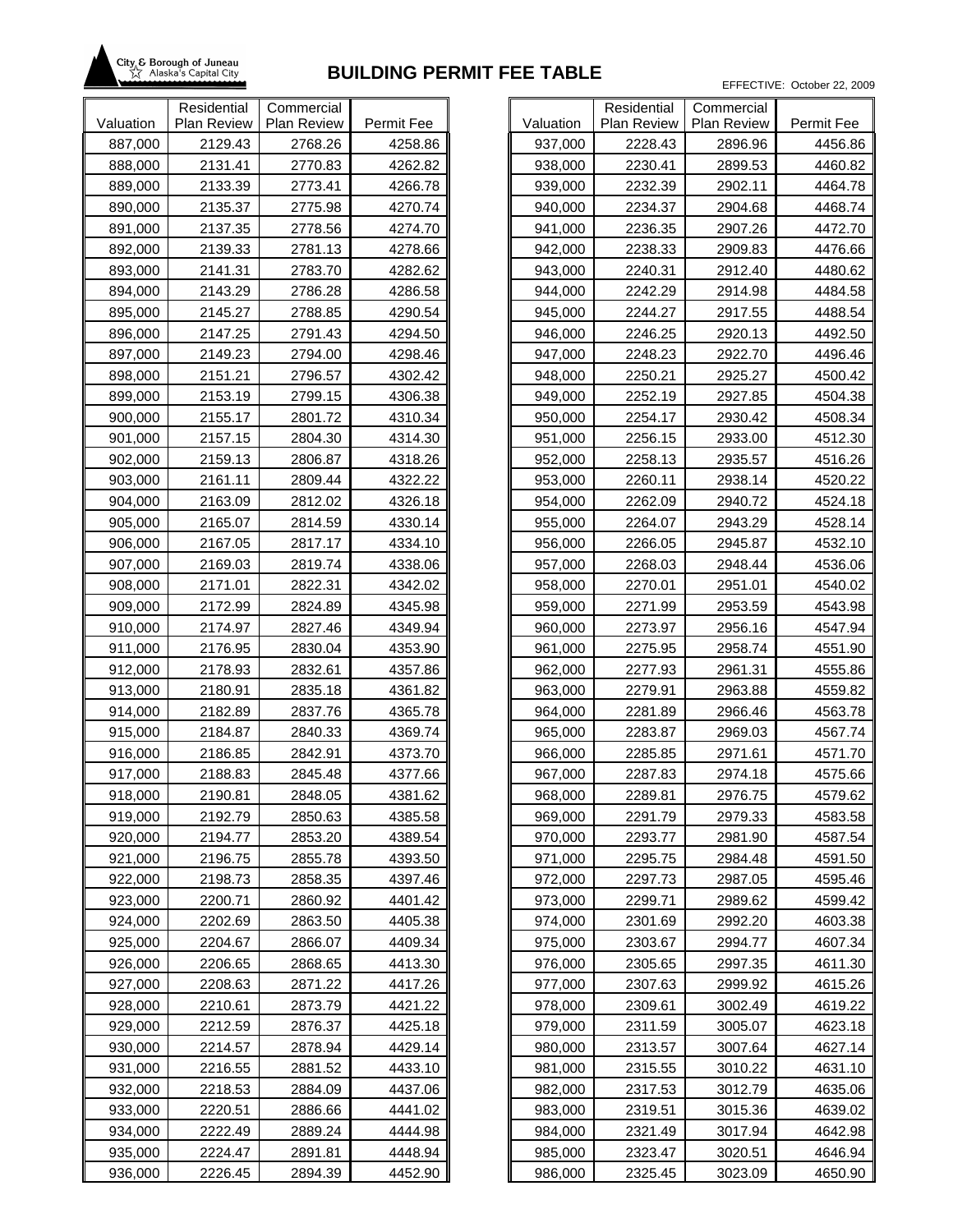# BUILDING PERMIT FEE TABLE

City & Borough of Juneau
Alaska's Capital City

EFFECTIVE: October 22, 2009

| Valuation | Residential Plan Review | Commercial Plan Review | Permit Fee |
|---|---|---|---|
| 887,000 | 2129.43 | 2768.26 | 4258.86 |
| 888,000 | 2131.41 | 2770.83 | 4262.82 |
| 889,000 | 2133.39 | 2773.41 | 4266.78 |
| 890,000 | 2135.37 | 2775.98 | 4270.74 |
| 891,000 | 2137.35 | 2778.56 | 4274.70 |
| 892,000 | 2139.33 | 2781.13 | 4278.66 |
| 893,000 | 2141.31 | 2783.70 | 4282.62 |
| 894,000 | 2143.29 | 2786.28 | 4286.58 |
| 895,000 | 2145.27 | 2788.85 | 4290.54 |
| 896,000 | 2147.25 | 2791.43 | 4294.50 |
| 897,000 | 2149.23 | 2794.00 | 4298.46 |
| 898,000 | 2151.21 | 2796.57 | 4302.42 |
| 899,000 | 2153.19 | 2799.15 | 4306.38 |
| 900,000 | 2155.17 | 2801.72 | 4310.34 |
| 901,000 | 2157.15 | 2804.30 | 4314.30 |
| 902,000 | 2159.13 | 2806.87 | 4318.26 |
| 903,000 | 2161.11 | 2809.44 | 4322.22 |
| 904,000 | 2163.09 | 2812.02 | 4326.18 |
| 905,000 | 2165.07 | 2814.59 | 4330.14 |
| 906,000 | 2167.05 | 2817.17 | 4334.10 |
| 907,000 | 2169.03 | 2819.74 | 4338.06 |
| 908,000 | 2171.01 | 2822.31 | 4342.02 |
| 909,000 | 2172.99 | 2824.89 | 4345.98 |
| 910,000 | 2174.97 | 2827.46 | 4349.94 |
| 911,000 | 2176.95 | 2830.04 | 4353.90 |
| 912,000 | 2178.93 | 2832.61 | 4357.86 |
| 913,000 | 2180.91 | 2835.18 | 4361.82 |
| 914,000 | 2182.89 | 2837.76 | 4365.78 |
| 915,000 | 2184.87 | 2840.33 | 4369.74 |
| 916,000 | 2186.85 | 2842.91 | 4373.70 |
| 917,000 | 2188.83 | 2845.48 | 4377.66 |
| 918,000 | 2190.81 | 2848.05 | 4381.62 |
| 919,000 | 2192.79 | 2850.63 | 4385.58 |
| 920,000 | 2194.77 | 2853.20 | 4389.54 |
| 921,000 | 2196.75 | 2855.78 | 4393.50 |
| 922,000 | 2198.73 | 2858.35 | 4397.46 |
| 923,000 | 2200.71 | 2860.92 | 4401.42 |
| 924,000 | 2202.69 | 2863.50 | 4405.38 |
| 925,000 | 2204.67 | 2866.07 | 4409.34 |
| 926,000 | 2206.65 | 2868.65 | 4413.30 |
| 927,000 | 2208.63 | 2871.22 | 4417.26 |
| 928,000 | 2210.61 | 2873.79 | 4421.22 |
| 929,000 | 2212.59 | 2876.37 | 4425.18 |
| 930,000 | 2214.57 | 2878.94 | 4429.14 |
| 931,000 | 2216.55 | 2881.52 | 4433.10 |
| 932,000 | 2218.53 | 2884.09 | 4437.06 |
| 933,000 | 2220.51 | 2886.66 | 4441.02 |
| 934,000 | 2222.49 | 2889.24 | 4444.98 |
| 935,000 | 2224.47 | 2891.81 | 4448.94 |
| 936,000 | 2226.45 | 2894.39 | 4452.90 |
| 937,000 | 2228.43 | 2896.96 | 4456.86 |
| 938,000 | 2230.41 | 2899.53 | 4460.82 |
| 939,000 | 2232.39 | 2902.11 | 4464.78 |
| 940,000 | 2234.37 | 2904.68 | 4468.74 |
| 941,000 | 2236.35 | 2907.26 | 4472.70 |
| 942,000 | 2238.33 | 2909.83 | 4476.66 |
| 943,000 | 2240.31 | 2912.40 | 4480.62 |
| 944,000 | 2242.29 | 2914.98 | 4484.58 |
| 945,000 | 2244.27 | 2917.55 | 4488.54 |
| 946,000 | 2246.25 | 2920.13 | 4492.50 |
| 947,000 | 2248.23 | 2922.70 | 4496.46 |
| 948,000 | 2250.21 | 2925.27 | 4500.42 |
| 949,000 | 2252.19 | 2927.85 | 4504.38 |
| 950,000 | 2254.17 | 2930.42 | 4508.34 |
| 951,000 | 2256.15 | 2933.00 | 4512.30 |
| 952,000 | 2258.13 | 2935.57 | 4516.26 |
| 953,000 | 2260.11 | 2938.14 | 4520.22 |
| 954,000 | 2262.09 | 2940.72 | 4524.18 |
| 955,000 | 2264.07 | 2943.29 | 4528.14 |
| 956,000 | 2266.05 | 2945.87 | 4532.10 |
| 957,000 | 2268.03 | 2948.44 | 4536.06 |
| 958,000 | 2270.01 | 2951.01 | 4540.02 |
| 959,000 | 2271.99 | 2953.59 | 4543.98 |
| 960,000 | 2273.97 | 2956.16 | 4547.94 |
| 961,000 | 2275.95 | 2958.74 | 4551.90 |
| 962,000 | 2277.93 | 2961.31 | 4555.86 |
| 963,000 | 2279.91 | 2963.88 | 4559.82 |
| 964,000 | 2281.89 | 2966.46 | 4563.78 |
| 965,000 | 2283.87 | 2969.03 | 4567.74 |
| 966,000 | 2285.85 | 2971.61 | 4571.70 |
| 967,000 | 2287.83 | 2974.18 | 4575.66 |
| 968,000 | 2289.81 | 2976.75 | 4579.62 |
| 969,000 | 2291.79 | 2979.33 | 4583.58 |
| 970,000 | 2293.77 | 2981.90 | 4587.54 |
| 971,000 | 2295.75 | 2984.48 | 4591.50 |
| 972,000 | 2297.73 | 2987.05 | 4595.46 |
| 973,000 | 2299.71 | 2989.62 | 4599.42 |
| 974,000 | 2301.69 | 2992.20 | 4603.38 |
| 975,000 | 2303.67 | 2994.77 | 4607.34 |
| 976,000 | 2305.65 | 2997.35 | 4611.30 |
| 977,000 | 2307.63 | 2999.92 | 4615.26 |
| 978,000 | 2309.61 | 3002.49 | 4619.22 |
| 979,000 | 2311.59 | 3005.07 | 4623.18 |
| 980,000 | 2313.57 | 3007.64 | 4627.14 |
| 981,000 | 2315.55 | 3010.22 | 4631.10 |
| 982,000 | 2317.53 | 3012.79 | 4635.06 |
| 983,000 | 2319.51 | 3015.36 | 4639.02 |
| 984,000 | 2321.49 | 3017.94 | 4642.98 |
| 985,000 | 2323.47 | 3020.51 | 4646.94 |
| 986,000 | 2325.45 | 3023.09 | 4650.90 |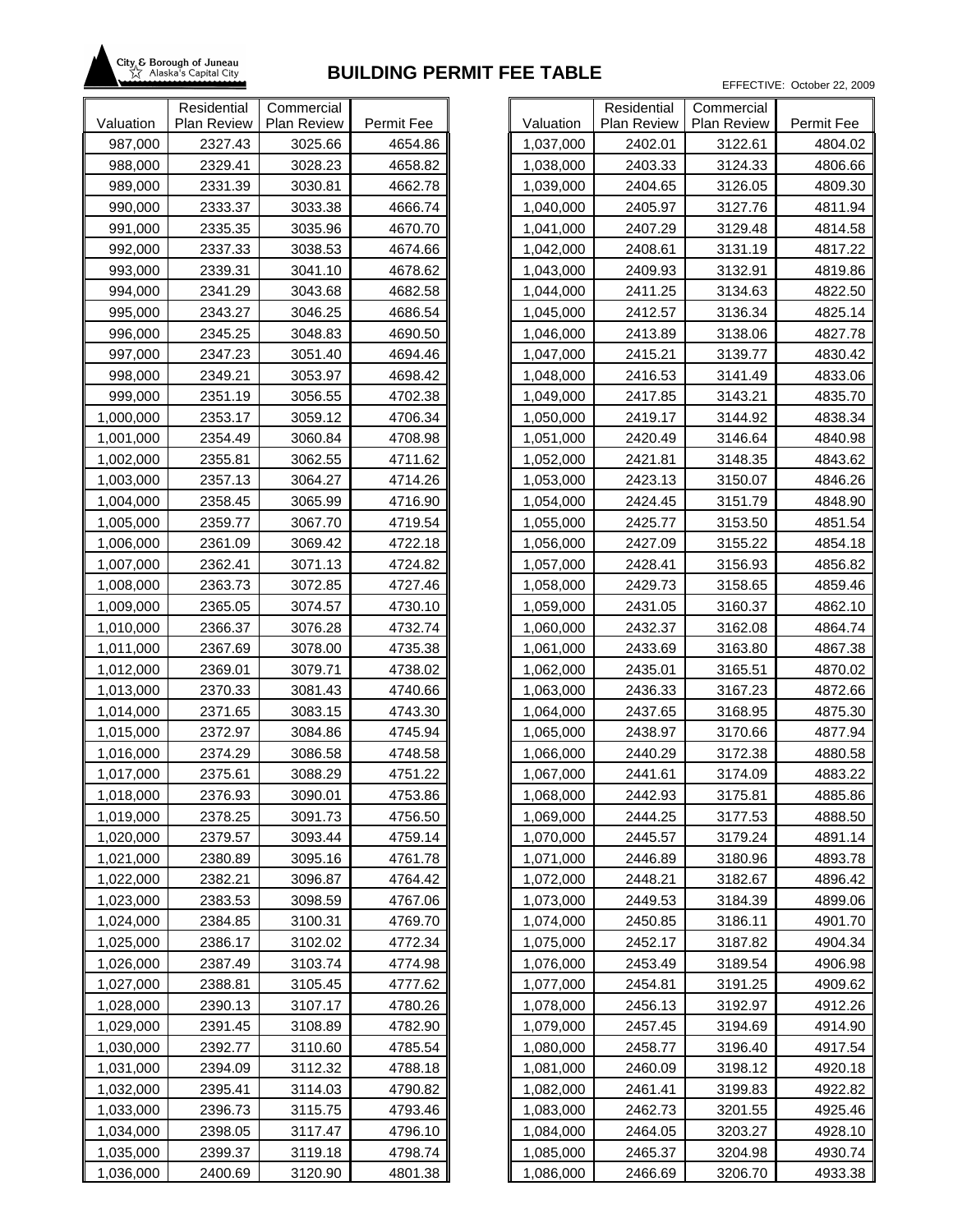City & Borough of Juneau
Alaska's Capital City

# BUILDING PERMIT FEE TABLE

EFFECTIVE: October 22, 2009

| Valuation | Residential Plan Review | Commercial Plan Review | Permit Fee |
|---|---|---|---|
| 987,000 | 2327.43 | 3025.66 | 4654.86 |
| 988,000 | 2329.41 | 3028.23 | 4658.82 |
| 989,000 | 2331.39 | 3030.81 | 4662.78 |
| 990,000 | 2333.37 | 3033.38 | 4666.74 |
| 991,000 | 2335.35 | 3035.96 | 4670.70 |
| 992,000 | 2337.33 | 3038.53 | 4674.66 |
| 993,000 | 2339.31 | 3041.10 | 4678.62 |
| 994,000 | 2341.29 | 3043.68 | 4682.58 |
| 995,000 | 2343.27 | 3046.25 | 4686.54 |
| 996,000 | 2345.25 | 3048.83 | 4690.50 |
| 997,000 | 2347.23 | 3051.40 | 4694.46 |
| 998,000 | 2349.21 | 3053.97 | 4698.42 |
| 999,000 | 2351.19 | 3056.55 | 4702.38 |
| 1,000,000 | 2353.17 | 3059.12 | 4706.34 |
| 1,001,000 | 2354.49 | 3060.84 | 4708.98 |
| 1,002,000 | 2355.81 | 3062.55 | 4711.62 |
| 1,003,000 | 2357.13 | 3064.27 | 4714.26 |
| 1,004,000 | 2358.45 | 3065.99 | 4716.90 |
| 1,005,000 | 2359.77 | 3067.70 | 4719.54 |
| 1,006,000 | 2361.09 | 3069.42 | 4722.18 |
| 1,007,000 | 2362.41 | 3071.13 | 4724.82 |
| 1,008,000 | 2363.73 | 3072.85 | 4727.46 |
| 1,009,000 | 2365.05 | 3074.57 | 4730.10 |
| 1,010,000 | 2366.37 | 3076.28 | 4732.74 |
| 1,011,000 | 2367.69 | 3078.00 | 4735.38 |
| 1,012,000 | 2369.01 | 3079.71 | 4738.02 |
| 1,013,000 | 2370.33 | 3081.43 | 4740.66 |
| 1,014,000 | 2371.65 | 3083.15 | 4743.30 |
| 1,015,000 | 2372.97 | 3084.86 | 4745.94 |
| 1,016,000 | 2374.29 | 3086.58 | 4748.58 |
| 1,017,000 | 2375.61 | 3088.29 | 4751.22 |
| 1,018,000 | 2376.93 | 3090.01 | 4753.86 |
| 1,019,000 | 2378.25 | 3091.73 | 4756.50 |
| 1,020,000 | 2379.57 | 3093.44 | 4759.14 |
| 1,021,000 | 2380.89 | 3095.16 | 4761.78 |
| 1,022,000 | 2382.21 | 3096.87 | 4764.42 |
| 1,023,000 | 2383.53 | 3098.59 | 4767.06 |
| 1,024,000 | 2384.85 | 3100.31 | 4769.70 |
| 1,025,000 | 2386.17 | 3102.02 | 4772.34 |
| 1,026,000 | 2387.49 | 3103.74 | 4774.98 |
| 1,027,000 | 2388.81 | 3105.45 | 4777.62 |
| 1,028,000 | 2390.13 | 3107.17 | 4780.26 |
| 1,029,000 | 2391.45 | 3108.89 | 4782.90 |
| 1,030,000 | 2392.77 | 3110.60 | 4785.54 |
| 1,031,000 | 2394.09 | 3112.32 | 4788.18 |
| 1,032,000 | 2395.41 | 3114.03 | 4790.82 |
| 1,033,000 | 2396.73 | 3115.75 | 4793.46 |
| 1,034,000 | 2398.05 | 3117.47 | 4796.10 |
| 1,035,000 | 2399.37 | 3119.18 | 4798.74 |
| 1,036,000 | 2400.69 | 3120.90 | 4801.38 |
| 1,037,000 | 2402.01 | 3122.61 | 4804.02 |
| 1,038,000 | 2403.33 | 3124.33 | 4806.66 |
| 1,039,000 | 2404.65 | 3126.05 | 4809.30 |
| 1,040,000 | 2405.97 | 3127.76 | 4811.94 |
| 1,041,000 | 2407.29 | 3129.48 | 4814.58 |
| 1,042,000 | 2408.61 | 3131.19 | 4817.22 |
| 1,043,000 | 2409.93 | 3132.91 | 4819.86 |
| 1,044,000 | 2411.25 | 3134.63 | 4822.50 |
| 1,045,000 | 2412.57 | 3136.34 | 4825.14 |
| 1,046,000 | 2413.89 | 3138.06 | 4827.78 |
| 1,047,000 | 2415.21 | 3139.77 | 4830.42 |
| 1,048,000 | 2416.53 | 3141.49 | 4833.06 |
| 1,049,000 | 2417.85 | 3143.21 | 4835.70 |
| 1,050,000 | 2419.17 | 3144.92 | 4838.34 |
| 1,051,000 | 2420.49 | 3146.64 | 4840.98 |
| 1,052,000 | 2421.81 | 3148.35 | 4843.62 |
| 1,053,000 | 2423.13 | 3150.07 | 4846.26 |
| 1,054,000 | 2424.45 | 3151.79 | 4848.90 |
| 1,055,000 | 2425.77 | 3153.50 | 4851.54 |
| 1,056,000 | 2427.09 | 3155.22 | 4854.18 |
| 1,057,000 | 2428.41 | 3156.93 | 4856.82 |
| 1,058,000 | 2429.73 | 3158.65 | 4859.46 |
| 1,059,000 | 2431.05 | 3160.37 | 4862.10 |
| 1,060,000 | 2432.37 | 3162.08 | 4864.74 |
| 1,061,000 | 2433.69 | 3163.80 | 4867.38 |
| 1,062,000 | 2435.01 | 3165.51 | 4870.02 |
| 1,063,000 | 2436.33 | 3167.23 | 4872.66 |
| 1,064,000 | 2437.65 | 3168.95 | 4875.30 |
| 1,065,000 | 2438.97 | 3170.66 | 4877.94 |
| 1,066,000 | 2440.29 | 3172.38 | 4880.58 |
| 1,067,000 | 2441.61 | 3174.09 | 4883.22 |
| 1,068,000 | 2442.93 | 3175.81 | 4885.86 |
| 1,069,000 | 2444.25 | 3177.53 | 4888.50 |
| 1,070,000 | 2445.57 | 3179.24 | 4891.14 |
| 1,071,000 | 2446.89 | 3180.96 | 4893.78 |
| 1,072,000 | 2448.21 | 3182.67 | 4896.42 |
| 1,073,000 | 2449.53 | 3184.39 | 4899.06 |
| 1,074,000 | 2450.85 | 3186.11 | 4901.70 |
| 1,075,000 | 2452.17 | 3187.82 | 4904.34 |
| 1,076,000 | 2453.49 | 3189.54 | 4906.98 |
| 1,077,000 | 2454.81 | 3191.25 | 4909.62 |
| 1,078,000 | 2456.13 | 3192.97 | 4912.26 |
| 1,079,000 | 2457.45 | 3194.69 | 4914.90 |
| 1,080,000 | 2458.77 | 3196.40 | 4917.54 |
| 1,081,000 | 2460.09 | 3198.12 | 4920.18 |
| 1,082,000 | 2461.41 | 3199.83 | 4922.82 |
| 1,083,000 | 2462.73 | 3201.55 | 4925.46 |
| 1,084,000 | 2464.05 | 3203.27 | 4928.10 |
| 1,085,000 | 2465.37 | 3204.98 | 4930.74 |
| 1,086,000 | 2466.69 | 3206.70 | 4933.38 |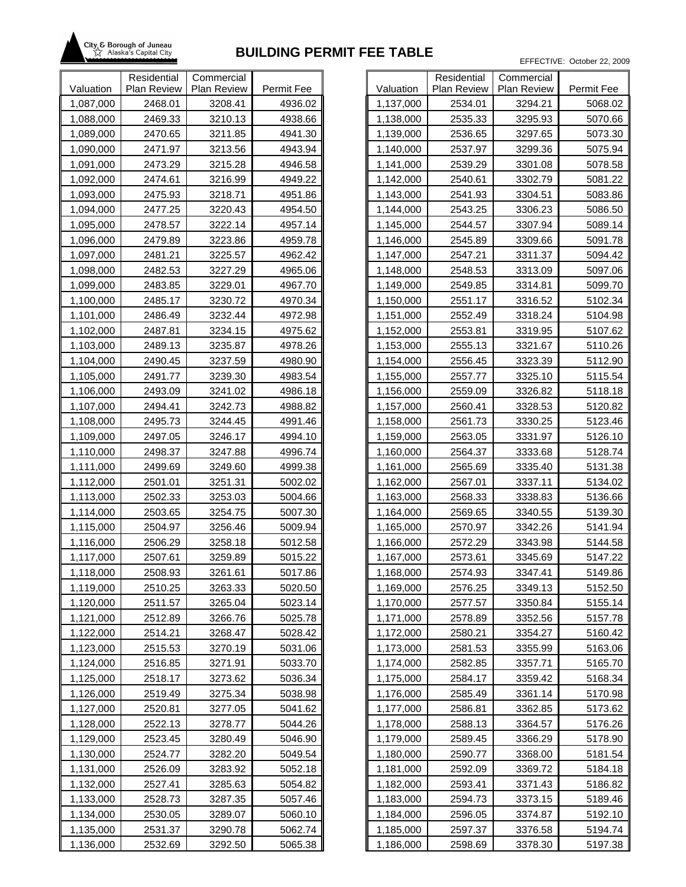City & Borough of Juneau
Alaska's Capital City

# BUILDING PERMIT FEE TABLE

EFFECTIVE: October 22, 2009

| Valuation | Residential Plan Review | Commercial Plan Review | Permit Fee |
|---|---|---|---|
| 1,087,000 | 2468.01 | 3208.41 | 4936.02 |
| 1,088,000 | 2469.33 | 3210.13 | 4938.66 |
| 1,089,000 | 2470.65 | 3211.85 | 4941.30 |
| 1,090,000 | 2471.97 | 3213.56 | 4943.94 |
| 1,091,000 | 2473.29 | 3215.28 | 4946.58 |
| 1,092,000 | 2474.61 | 3216.99 | 4949.22 |
| 1,093,000 | 2475.93 | 3218.71 | 4951.86 |
| 1,094,000 | 2477.25 | 3220.43 | 4954.50 |
| 1,095,000 | 2478.57 | 3222.14 | 4957.14 |
| 1,096,000 | 2479.89 | 3223.86 | 4959.78 |
| 1,097,000 | 2481.21 | 3225.57 | 4962.42 |
| 1,098,000 | 2482.53 | 3227.29 | 4965.06 |
| 1,099,000 | 2483.85 | 3229.01 | 4967.70 |
| 1,100,000 | 2485.17 | 3230.72 | 4970.34 |
| 1,101,000 | 2486.49 | 3232.44 | 4972.98 |
| 1,102,000 | 2487.81 | 3234.15 | 4975.62 |
| 1,103,000 | 2489.13 | 3235.87 | 4978.26 |
| 1,104,000 | 2490.45 | 3237.59 | 4980.90 |
| 1,105,000 | 2491.77 | 3239.30 | 4983.54 |
| 1,106,000 | 2493.09 | 3241.02 | 4986.18 |
| 1,107,000 | 2494.41 | 3242.73 | 4988.82 |
| 1,108,000 | 2495.73 | 3244.45 | 4991.46 |
| 1,109,000 | 2497.05 | 3246.17 | 4994.10 |
| 1,110,000 | 2498.37 | 3247.88 | 4996.74 |
| 1,111,000 | 2499.69 | 3249.60 | 4999.38 |
| 1,112,000 | 2501.01 | 3251.31 | 5002.02 |
| 1,113,000 | 2502.33 | 3253.03 | 5004.66 |
| 1,114,000 | 2503.65 | 3254.75 | 5007.30 |
| 1,115,000 | 2504.97 | 3256.46 | 5009.94 |
| 1,116,000 | 2506.29 | 3258.18 | 5012.58 |
| 1,117,000 | 2507.61 | 3259.89 | 5015.22 |
| 1,118,000 | 2508.93 | 3261.61 | 5017.86 |
| 1,119,000 | 2510.25 | 3263.33 | 5020.50 |
| 1,120,000 | 2511.57 | 3265.04 | 5023.14 |
| 1,121,000 | 2512.89 | 3266.76 | 5025.78 |
| 1,122,000 | 2514.21 | 3268.47 | 5028.42 |
| 1,123,000 | 2515.53 | 3270.19 | 5031.06 |
| 1,124,000 | 2516.85 | 3271.91 | 5033.70 |
| 1,125,000 | 2518.17 | 3273.62 | 5036.34 |
| 1,126,000 | 2519.49 | 3275.34 | 5038.98 |
| 1,127,000 | 2520.81 | 3277.05 | 5041.62 |
| 1,128,000 | 2522.13 | 3278.77 | 5044.26 |
| 1,129,000 | 2523.45 | 3280.49 | 5046.90 |
| 1,130,000 | 2524.77 | 3282.20 | 5049.54 |
| 1,131,000 | 2526.09 | 3283.92 | 5052.18 |
| 1,132,000 | 2527.41 | 3285.63 | 5054.82 |
| 1,133,000 | 2528.73 | 3287.35 | 5057.46 |
| 1,134,000 | 2530.05 | 3289.07 | 5060.10 |
| 1,135,000 | 2531.37 | 3290.78 | 5062.74 |
| 1,136,000 | 2532.69 | 3292.50 | 5065.38 |
| 1,137,000 | 2534.01 | 3294.21 | 5068.02 |
| 1,138,000 | 2535.33 | 3295.93 | 5070.66 |
| 1,139,000 | 2536.65 | 3297.65 | 5073.30 |
| 1,140,000 | 2537.97 | 3299.36 | 5075.94 |
| 1,141,000 | 2539.29 | 3301.08 | 5078.58 |
| 1,142,000 | 2540.61 | 3302.79 | 5081.22 |
| 1,143,000 | 2541.93 | 3304.51 | 5083.86 |
| 1,144,000 | 2543.25 | 3306.23 | 5086.50 |
| 1,145,000 | 2544.57 | 3307.94 | 5089.14 |
| 1,146,000 | 2545.89 | 3309.66 | 5091.78 |
| 1,147,000 | 2547.21 | 3311.37 | 5094.42 |
| 1,148,000 | 2548.53 | 3313.09 | 5097.06 |
| 1,149,000 | 2549.85 | 3314.81 | 5099.70 |
| 1,150,000 | 2551.17 | 3316.52 | 5102.34 |
| 1,151,000 | 2552.49 | 3318.24 | 5104.98 |
| 1,152,000 | 2553.81 | 3319.95 | 5107.62 |
| 1,153,000 | 2555.13 | 3321.67 | 5110.26 |
| 1,154,000 | 2556.45 | 3323.39 | 5112.90 |
| 1,155,000 | 2557.77 | 3325.10 | 5115.54 |
| 1,156,000 | 2559.09 | 3326.82 | 5118.18 |
| 1,157,000 | 2560.41 | 3328.53 | 5120.82 |
| 1,158,000 | 2561.73 | 3330.25 | 5123.46 |
| 1,159,000 | 2563.05 | 3331.97 | 5126.10 |
| 1,160,000 | 2564.37 | 3333.68 | 5128.74 |
| 1,161,000 | 2565.69 | 3335.40 | 5131.38 |
| 1,162,000 | 2567.01 | 3337.11 | 5134.02 |
| 1,163,000 | 2568.33 | 3338.83 | 5136.66 |
| 1,164,000 | 2569.65 | 3340.55 | 5139.30 |
| 1,165,000 | 2570.97 | 3342.26 | 5141.94 |
| 1,166,000 | 2572.29 | 3343.98 | 5144.58 |
| 1,167,000 | 2573.61 | 3345.69 | 5147.22 |
| 1,168,000 | 2574.93 | 3347.41 | 5149.86 |
| 1,169,000 | 2576.25 | 3349.13 | 5152.50 |
| 1,170,000 | 2577.57 | 3350.84 | 5155.14 |
| 1,171,000 | 2578.89 | 3352.56 | 5157.78 |
| 1,172,000 | 2580.21 | 3354.27 | 5160.42 |
| 1,173,000 | 2581.53 | 3355.99 | 5163.06 |
| 1,174,000 | 2582.85 | 3357.71 | 5165.70 |
| 1,175,000 | 2584.17 | 3359.42 | 5168.34 |
| 1,176,000 | 2585.49 | 3361.14 | 5170.98 |
| 1,177,000 | 2586.81 | 3362.85 | 5173.62 |
| 1,178,000 | 2588.13 | 3364.57 | 5176.26 |
| 1,179,000 | 2589.45 | 3366.29 | 5178.90 |
| 1,180,000 | 2590.77 | 3368.00 | 5181.54 |
| 1,181,000 | 2592.09 | 3369.72 | 5184.18 |
| 1,182,000 | 2593.41 | 3371.43 | 5186.82 |
| 1,183,000 | 2594.73 | 3373.15 | 5189.46 |
| 1,184,000 | 2596.05 | 3374.87 | 5192.10 |
| 1,185,000 | 2597.37 | 3376.58 | 5194.74 |
| 1,186,000 | 2598.69 | 3378.30 | 5197.38 |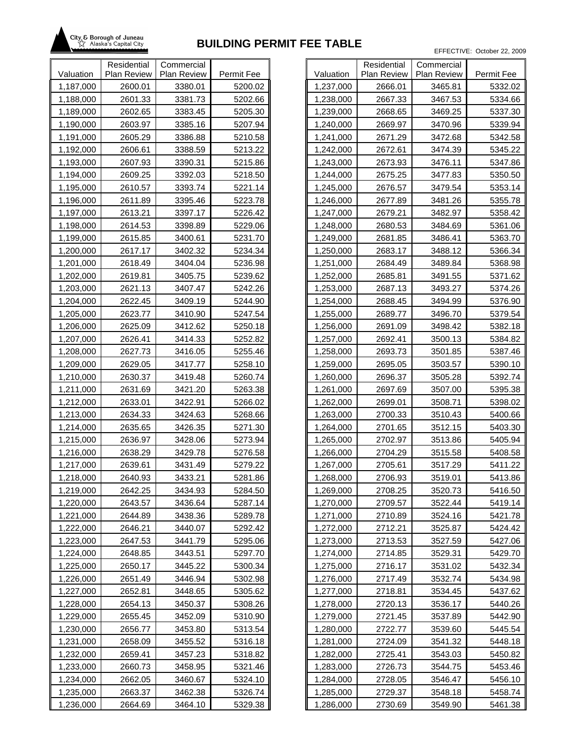City & Borough of Juneau
Alaska's Capital City

# BUILDING PERMIT FEE TABLE

EFFECTIVE: October 22, 2009

| Valuation | Residential Plan Review | Commercial Plan Review | Permit Fee |
|---|---|---|---|
| 1,187,000 | 2600.01 | 3380.01 | 5200.02 |
| 1,188,000 | 2601.33 | 3381.73 | 5202.66 |
| 1,189,000 | 2602.65 | 3383.45 | 5205.30 |
| 1,190,000 | 2603.97 | 3385.16 | 5207.94 |
| 1,191,000 | 2605.29 | 3386.88 | 5210.58 |
| 1,192,000 | 2606.61 | 3388.59 | 5213.22 |
| 1,193,000 | 2607.93 | 3390.31 | 5215.86 |
| 1,194,000 | 2609.25 | 3392.03 | 5218.50 |
| 1,195,000 | 2610.57 | 3393.74 | 5221.14 |
| 1,196,000 | 2611.89 | 3395.46 | 5223.78 |
| 1,197,000 | 2613.21 | 3397.17 | 5226.42 |
| 1,198,000 | 2614.53 | 3398.89 | 5229.06 |
| 1,199,000 | 2615.85 | 3400.61 | 5231.70 |
| 1,200,000 | 2617.17 | 3402.32 | 5234.34 |
| 1,201,000 | 2618.49 | 3404.04 | 5236.98 |
| 1,202,000 | 2619.81 | 3405.75 | 5239.62 |
| 1,203,000 | 2621.13 | 3407.47 | 5242.26 |
| 1,204,000 | 2622.45 | 3409.19 | 5244.90 |
| 1,205,000 | 2623.77 | 3410.90 | 5247.54 |
| 1,206,000 | 2625.09 | 3412.62 | 5250.18 |
| 1,207,000 | 2626.41 | 3414.33 | 5252.82 |
| 1,208,000 | 2627.73 | 3416.05 | 5255.46 |
| 1,209,000 | 2629.05 | 3417.77 | 5258.10 |
| 1,210,000 | 2630.37 | 3419.48 | 5260.74 |
| 1,211,000 | 2631.69 | 3421.20 | 5263.38 |
| 1,212,000 | 2633.01 | 3422.91 | 5266.02 |
| 1,213,000 | 2634.33 | 3424.63 | 5268.66 |
| 1,214,000 | 2635.65 | 3426.35 | 5271.30 |
| 1,215,000 | 2636.97 | 3428.06 | 5273.94 |
| 1,216,000 | 2638.29 | 3429.78 | 5276.58 |
| 1,217,000 | 2639.61 | 3431.49 | 5279.22 |
| 1,218,000 | 2640.93 | 3433.21 | 5281.86 |
| 1,219,000 | 2642.25 | 3434.93 | 5284.50 |
| 1,220,000 | 2643.57 | 3436.64 | 5287.14 |
| 1,221,000 | 2644.89 | 3438.36 | 5289.78 |
| 1,222,000 | 2646.21 | 3440.07 | 5292.42 |
| 1,223,000 | 2647.53 | 3441.79 | 5295.06 |
| 1,224,000 | 2648.85 | 3443.51 | 5297.70 |
| 1,225,000 | 2650.17 | 3445.22 | 5300.34 |
| 1,226,000 | 2651.49 | 3446.94 | 5302.98 |
| 1,227,000 | 2652.81 | 3448.65 | 5305.62 |
| 1,228,000 | 2654.13 | 3450.37 | 5308.26 |
| 1,229,000 | 2655.45 | 3452.09 | 5310.90 |
| 1,230,000 | 2656.77 | 3453.80 | 5313.54 |
| 1,231,000 | 2658.09 | 3455.52 | 5316.18 |
| 1,232,000 | 2659.41 | 3457.23 | 5318.82 |
| 1,233,000 | 2660.73 | 3458.95 | 5321.46 |
| 1,234,000 | 2662.05 | 3460.67 | 5324.10 |
| 1,235,000 | 2663.37 | 3462.38 | 5326.74 |
| 1,236,000 | 2664.69 | 3464.10 | 5329.38 |
| 1,237,000 | 2666.01 | 3465.81 | 5332.02 |
| 1,238,000 | 2667.33 | 3467.53 | 5334.66 |
| 1,239,000 | 2668.65 | 3469.25 | 5337.30 |
| 1,240,000 | 2669.97 | 3470.96 | 5339.94 |
| 1,241,000 | 2671.29 | 3472.68 | 5342.58 |
| 1,242,000 | 2672.61 | 3474.39 | 5345.22 |
| 1,243,000 | 2673.93 | 3476.11 | 5347.86 |
| 1,244,000 | 2675.25 | 3477.83 | 5350.50 |
| 1,245,000 | 2676.57 | 3479.54 | 5353.14 |
| 1,246,000 | 2677.89 | 3481.26 | 5355.78 |
| 1,247,000 | 2679.21 | 3482.97 | 5358.42 |
| 1,248,000 | 2680.53 | 3484.69 | 5361.06 |
| 1,249,000 | 2681.85 | 3486.41 | 5363.70 |
| 1,250,000 | 2683.17 | 3488.12 | 5366.34 |
| 1,251,000 | 2684.49 | 3489.84 | 5368.98 |
| 1,252,000 | 2685.81 | 3491.55 | 5371.62 |
| 1,253,000 | 2687.13 | 3493.27 | 5374.26 |
| 1,254,000 | 2688.45 | 3494.99 | 5376.90 |
| 1,255,000 | 2689.77 | 3496.70 | 5379.54 |
| 1,256,000 | 2691.09 | 3498.42 | 5382.18 |
| 1,257,000 | 2692.41 | 3500.13 | 5384.82 |
| 1,258,000 | 2693.73 | 3501.85 | 5387.46 |
| 1,259,000 | 2695.05 | 3503.57 | 5390.10 |
| 1,260,000 | 2696.37 | 3505.28 | 5392.74 |
| 1,261,000 | 2697.69 | 3507.00 | 5395.38 |
| 1,262,000 | 2699.01 | 3508.71 | 5398.02 |
| 1,263,000 | 2700.33 | 3510.43 | 5400.66 |
| 1,264,000 | 2701.65 | 3512.15 | 5403.30 |
| 1,265,000 | 2702.97 | 3513.86 | 5405.94 |
| 1,266,000 | 2704.29 | 3515.58 | 5408.58 |
| 1,267,000 | 2705.61 | 3517.29 | 5411.22 |
| 1,268,000 | 2706.93 | 3519.01 | 5413.86 |
| 1,269,000 | 2708.25 | 3520.73 | 5416.50 |
| 1,270,000 | 2709.57 | 3522.44 | 5419.14 |
| 1,271,000 | 2710.89 | 3524.16 | 5421.78 |
| 1,272,000 | 2712.21 | 3525.87 | 5424.42 |
| 1,273,000 | 2713.53 | 3527.59 | 5427.06 |
| 1,274,000 | 2714.85 | 3529.31 | 5429.70 |
| 1,275,000 | 2716.17 | 3531.02 | 5432.34 |
| 1,276,000 | 2717.49 | 3532.74 | 5434.98 |
| 1,277,000 | 2718.81 | 3534.45 | 5437.62 |
| 1,278,000 | 2720.13 | 3536.17 | 5440.26 |
| 1,279,000 | 2721.45 | 3537.89 | 5442.90 |
| 1,280,000 | 2722.77 | 3539.60 | 5445.54 |
| 1,281,000 | 2724.09 | 3541.32 | 5448.18 |
| 1,282,000 | 2725.41 | 3543.03 | 5450.82 |
| 1,283,000 | 2726.73 | 3544.75 | 5453.46 |
| 1,284,000 | 2728.05 | 3546.47 | 5456.10 |
| 1,285,000 | 2729.37 | 3548.18 | 5458.74 |
| 1,286,000 | 2730.69 | 3549.90 | 5461.38 |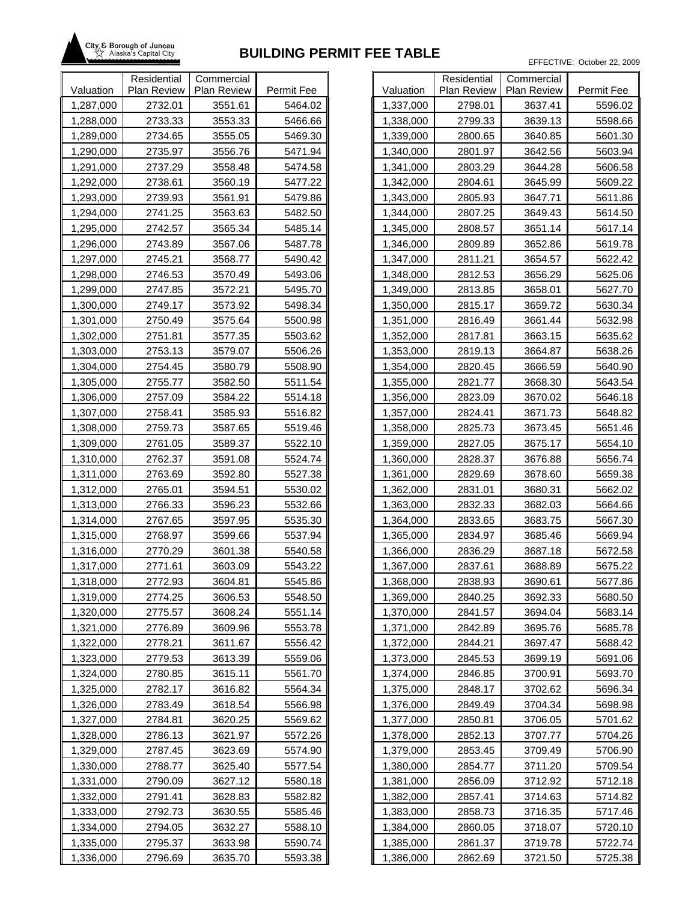City & Borough of Juneau
Alaska's Capital City

# BUILDING PERMIT FEE TABLE

EFFECTIVE: October 22, 2009

| Valuation | Residential Plan Review | Commercial Plan Review | Permit Fee |
|---|---|---|---|
| 1,287,000 | 2732.01 | 3551.61 | 5464.02 |
| 1,288,000 | 2733.33 | 3553.33 | 5466.66 |
| 1,289,000 | 2734.65 | 3555.05 | 5469.30 |
| 1,290,000 | 2735.97 | 3556.76 | 5471.94 |
| 1,291,000 | 2737.29 | 3558.48 | 5474.58 |
| 1,292,000 | 2738.61 | 3560.19 | 5477.22 |
| 1,293,000 | 2739.93 | 3561.91 | 5479.86 |
| 1,294,000 | 2741.25 | 3563.63 | 5482.50 |
| 1,295,000 | 2742.57 | 3565.34 | 5485.14 |
| 1,296,000 | 2743.89 | 3567.06 | 5487.78 |
| 1,297,000 | 2745.21 | 3568.77 | 5490.42 |
| 1,298,000 | 2746.53 | 3570.49 | 5493.06 |
| 1,299,000 | 2747.85 | 3572.21 | 5495.70 |
| 1,300,000 | 2749.17 | 3573.92 | 5498.34 |
| 1,301,000 | 2750.49 | 3575.64 | 5500.98 |
| 1,302,000 | 2751.81 | 3577.35 | 5503.62 |
| 1,303,000 | 2753.13 | 3579.07 | 5506.26 |
| 1,304,000 | 2754.45 | 3580.79 | 5508.90 |
| 1,305,000 | 2755.77 | 3582.50 | 5511.54 |
| 1,306,000 | 2757.09 | 3584.22 | 5514.18 |
| 1,307,000 | 2758.41 | 3585.93 | 5516.82 |
| 1,308,000 | 2759.73 | 3587.65 | 5519.46 |
| 1,309,000 | 2761.05 | 3589.37 | 5522.10 |
| 1,310,000 | 2762.37 | 3591.08 | 5524.74 |
| 1,311,000 | 2763.69 | 3592.80 | 5527.38 |
| 1,312,000 | 2765.01 | 3594.51 | 5530.02 |
| 1,313,000 | 2766.33 | 3596.23 | 5532.66 |
| 1,314,000 | 2767.65 | 3597.95 | 5535.30 |
| 1,315,000 | 2768.97 | 3599.66 | 5537.94 |
| 1,316,000 | 2770.29 | 3601.38 | 5540.58 |
| 1,317,000 | 2771.61 | 3603.09 | 5543.22 |
| 1,318,000 | 2772.93 | 3604.81 | 5545.86 |
| 1,319,000 | 2774.25 | 3606.53 | 5548.50 |
| 1,320,000 | 2775.57 | 3608.24 | 5551.14 |
| 1,321,000 | 2776.89 | 3609.96 | 5553.78 |
| 1,322,000 | 2778.21 | 3611.67 | 5556.42 |
| 1,323,000 | 2779.53 | 3613.39 | 5559.06 |
| 1,324,000 | 2780.85 | 3615.11 | 5561.70 |
| 1,325,000 | 2782.17 | 3616.82 | 5564.34 |
| 1,326,000 | 2783.49 | 3618.54 | 5566.98 |
| 1,327,000 | 2784.81 | 3620.25 | 5569.62 |
| 1,328,000 | 2786.13 | 3621.97 | 5572.26 |
| 1,329,000 | 2787.45 | 3623.69 | 5574.90 |
| 1,330,000 | 2788.77 | 3625.40 | 5577.54 |
| 1,331,000 | 2790.09 | 3627.12 | 5580.18 |
| 1,332,000 | 2791.41 | 3628.83 | 5582.82 |
| 1,333,000 | 2792.73 | 3630.55 | 5585.46 |
| 1,334,000 | 2794.05 | 3632.27 | 5588.10 |
| 1,335,000 | 2795.37 | 3633.98 | 5590.74 |
| 1,336,000 | 2796.69 | 3635.70 | 5593.38 |
| 1,337,000 | 2798.01 | 3637.41 | 5596.02 |
| 1,338,000 | 2799.33 | 3639.13 | 5598.66 |
| 1,339,000 | 2800.65 | 3640.85 | 5601.30 |
| 1,340,000 | 2801.97 | 3642.56 | 5603.94 |
| 1,341,000 | 2803.29 | 3644.28 | 5606.58 |
| 1,342,000 | 2804.61 | 3645.99 | 5609.22 |
| 1,343,000 | 2805.93 | 3647.71 | 5611.86 |
| 1,344,000 | 2807.25 | 3649.43 | 5614.50 |
| 1,345,000 | 2808.57 | 3651.14 | 5617.14 |
| 1,346,000 | 2809.89 | 3652.86 | 5619.78 |
| 1,347,000 | 2811.21 | 3654.57 | 5622.42 |
| 1,348,000 | 2812.53 | 3656.29 | 5625.06 |
| 1,349,000 | 2813.85 | 3658.01 | 5627.70 |
| 1,350,000 | 2815.17 | 3659.72 | 5630.34 |
| 1,351,000 | 2816.49 | 3661.44 | 5632.98 |
| 1,352,000 | 2817.81 | 3663.15 | 5635.62 |
| 1,353,000 | 2819.13 | 3664.87 | 5638.26 |
| 1,354,000 | 2820.45 | 3666.59 | 5640.90 |
| 1,355,000 | 2821.77 | 3668.30 | 5643.54 |
| 1,356,000 | 2823.09 | 3670.02 | 5646.18 |
| 1,357,000 | 2824.41 | 3671.73 | 5648.82 |
| 1,358,000 | 2825.73 | 3673.45 | 5651.46 |
| 1,359,000 | 2827.05 | 3675.17 | 5654.10 |
| 1,360,000 | 2828.37 | 3676.88 | 5656.74 |
| 1,361,000 | 2829.69 | 3678.60 | 5659.38 |
| 1,362,000 | 2831.01 | 3680.31 | 5662.02 |
| 1,363,000 | 2832.33 | 3682.03 | 5664.66 |
| 1,364,000 | 2833.65 | 3683.75 | 5667.30 |
| 1,365,000 | 2834.97 | 3685.46 | 5669.94 |
| 1,366,000 | 2836.29 | 3687.18 | 5672.58 |
| 1,367,000 | 2837.61 | 3688.89 | 5675.22 |
| 1,368,000 | 2838.93 | 3690.61 | 5677.86 |
| 1,369,000 | 2840.25 | 3692.33 | 5680.50 |
| 1,370,000 | 2841.57 | 3694.04 | 5683.14 |
| 1,371,000 | 2842.89 | 3695.76 | 5685.78 |
| 1,372,000 | 2844.21 | 3697.47 | 5688.42 |
| 1,373,000 | 2845.53 | 3699.19 | 5691.06 |
| 1,374,000 | 2846.85 | 3700.91 | 5693.70 |
| 1,375,000 | 2848.17 | 3702.62 | 5696.34 |
| 1,376,000 | 2849.49 | 3704.34 | 5698.98 |
| 1,377,000 | 2850.81 | 3706.05 | 5701.62 |
| 1,378,000 | 2852.13 | 3707.77 | 5704.26 |
| 1,379,000 | 2853.45 | 3709.49 | 5706.90 |
| 1,380,000 | 2854.77 | 3711.20 | 5709.54 |
| 1,381,000 | 2856.09 | 3712.92 | 5712.18 |
| 1,382,000 | 2857.41 | 3714.63 | 5714.82 |
| 1,383,000 | 2858.73 | 3716.35 | 5717.46 |
| 1,384,000 | 2860.05 | 3718.07 | 5720.10 |
| 1,385,000 | 2861.37 | 3719.78 | 5722.74 |
| 1,386,000 | 2862.69 | 3721.50 | 5725.38 |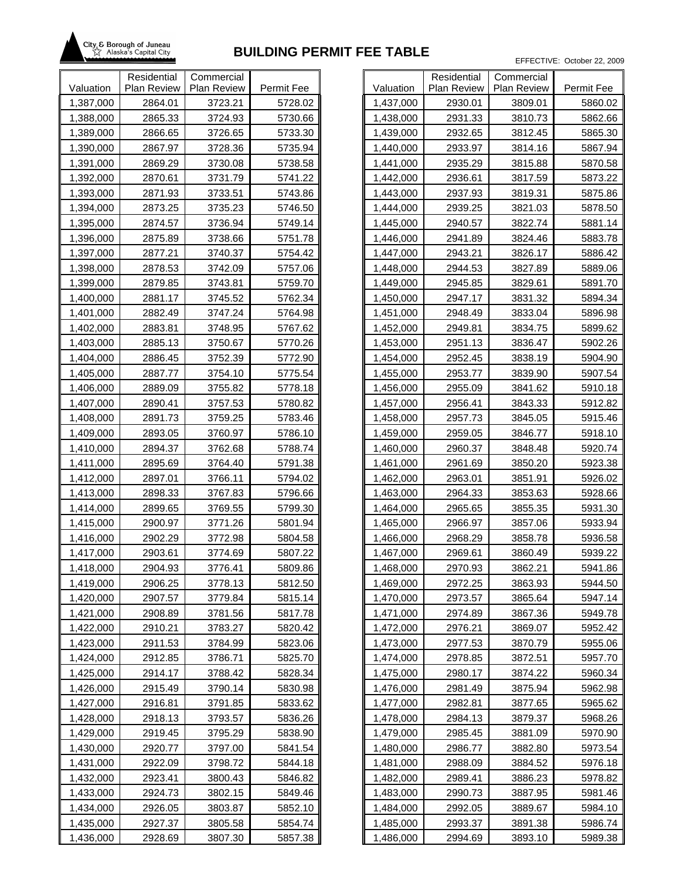City & Borough of Juneau
Alaska's Capital City

# BUILDING PERMIT FEE TABLE

EFFECTIVE: October 22, 2009

| Valuation | Residential Plan Review | Commercial Plan Review | Permit Fee |
|---|---|---|---|
| 1,387,000 | 2864.01 | 3723.21 | 5728.02 |
| 1,388,000 | 2865.33 | 3724.93 | 5730.66 |
| 1,389,000 | 2866.65 | 3726.65 | 5733.30 |
| 1,390,000 | 2867.97 | 3728.36 | 5735.94 |
| 1,391,000 | 2869.29 | 3730.08 | 5738.58 |
| 1,392,000 | 2870.61 | 3731.79 | 5741.22 |
| 1,393,000 | 2871.93 | 3733.51 | 5743.86 |
| 1,394,000 | 2873.25 | 3735.23 | 5746.50 |
| 1,395,000 | 2874.57 | 3736.94 | 5749.14 |
| 1,396,000 | 2875.89 | 3738.66 | 5751.78 |
| 1,397,000 | 2877.21 | 3740.37 | 5754.42 |
| 1,398,000 | 2878.53 | 3742.09 | 5757.06 |
| 1,399,000 | 2879.85 | 3743.81 | 5759.70 |
| 1,400,000 | 2881.17 | 3745.52 | 5762.34 |
| 1,401,000 | 2882.49 | 3747.24 | 5764.98 |
| 1,402,000 | 2883.81 | 3748.95 | 5767.62 |
| 1,403,000 | 2885.13 | 3750.67 | 5770.26 |
| 1,404,000 | 2886.45 | 3752.39 | 5772.90 |
| 1,405,000 | 2887.77 | 3754.10 | 5775.54 |
| 1,406,000 | 2889.09 | 3755.82 | 5778.18 |
| 1,407,000 | 2890.41 | 3757.53 | 5780.82 |
| 1,408,000 | 2891.73 | 3759.25 | 5783.46 |
| 1,409,000 | 2893.05 | 3760.97 | 5786.10 |
| 1,410,000 | 2894.37 | 3762.68 | 5788.74 |
| 1,411,000 | 2895.69 | 3764.40 | 5791.38 |
| 1,412,000 | 2897.01 | 3766.11 | 5794.02 |
| 1,413,000 | 2898.33 | 3767.83 | 5796.66 |
| 1,414,000 | 2899.65 | 3769.55 | 5799.30 |
| 1,415,000 | 2900.97 | 3771.26 | 5801.94 |
| 1,416,000 | 2902.29 | 3772.98 | 5804.58 |
| 1,417,000 | 2903.61 | 3774.69 | 5807.22 |
| 1,418,000 | 2904.93 | 3776.41 | 5809.86 |
| 1,419,000 | 2906.25 | 3778.13 | 5812.50 |
| 1,420,000 | 2907.57 | 3779.84 | 5815.14 |
| 1,421,000 | 2908.89 | 3781.56 | 5817.78 |
| 1,422,000 | 2910.21 | 3783.27 | 5820.42 |
| 1,423,000 | 2911.53 | 3784.99 | 5823.06 |
| 1,424,000 | 2912.85 | 3786.71 | 5825.70 |
| 1,425,000 | 2914.17 | 3788.42 | 5828.34 |
| 1,426,000 | 2915.49 | 3790.14 | 5830.98 |
| 1,427,000 | 2916.81 | 3791.85 | 5833.62 |
| 1,428,000 | 2918.13 | 3793.57 | 5836.26 |
| 1,429,000 | 2919.45 | 3795.29 | 5838.90 |
| 1,430,000 | 2920.77 | 3797.00 | 5841.54 |
| 1,431,000 | 2922.09 | 3798.72 | 5844.18 |
| 1,432,000 | 2923.41 | 3800.43 | 5846.82 |
| 1,433,000 | 2924.73 | 3802.15 | 5849.46 |
| 1,434,000 | 2926.05 | 3803.87 | 5852.10 |
| 1,435,000 | 2927.37 | 3805.58 | 5854.74 |
| 1,436,000 | 2928.69 | 3807.30 | 5857.38 |
| 1,437,000 | 2930.01 | 3809.01 | 5860.02 |
| 1,438,000 | 2931.33 | 3810.73 | 5862.66 |
| 1,439,000 | 2932.65 | 3812.45 | 5865.30 |
| 1,440,000 | 2933.97 | 3814.16 | 5867.94 |
| 1,441,000 | 2935.29 | 3815.88 | 5870.58 |
| 1,442,000 | 2936.61 | 3817.59 | 5873.22 |
| 1,443,000 | 2937.93 | 3819.31 | 5875.86 |
| 1,444,000 | 2939.25 | 3821.03 | 5878.50 |
| 1,445,000 | 2940.57 | 3822.74 | 5881.14 |
| 1,446,000 | 2941.89 | 3824.46 | 5883.78 |
| 1,447,000 | 2943.21 | 3826.17 | 5886.42 |
| 1,448,000 | 2944.53 | 3827.89 | 5889.06 |
| 1,449,000 | 2945.85 | 3829.61 | 5891.70 |
| 1,450,000 | 2947.17 | 3831.32 | 5894.34 |
| 1,451,000 | 2948.49 | 3833.04 | 5896.98 |
| 1,452,000 | 2949.81 | 3834.75 | 5899.62 |
| 1,453,000 | 2951.13 | 3836.47 | 5902.26 |
| 1,454,000 | 2952.45 | 3838.19 | 5904.90 |
| 1,455,000 | 2953.77 | 3839.90 | 5907.54 |
| 1,456,000 | 2955.09 | 3841.62 | 5910.18 |
| 1,457,000 | 2956.41 | 3843.33 | 5912.82 |
| 1,458,000 | 2957.73 | 3845.05 | 5915.46 |
| 1,459,000 | 2959.05 | 3846.77 | 5918.10 |
| 1,460,000 | 2960.37 | 3848.48 | 5920.74 |
| 1,461,000 | 2961.69 | 3850.20 | 5923.38 |
| 1,462,000 | 2963.01 | 3851.91 | 5926.02 |
| 1,463,000 | 2964.33 | 3853.63 | 5928.66 |
| 1,464,000 | 2965.65 | 3855.35 | 5931.30 |
| 1,465,000 | 2966.97 | 3857.06 | 5933.94 |
| 1,466,000 | 2968.29 | 3858.78 | 5936.58 |
| 1,467,000 | 2969.61 | 3860.49 | 5939.22 |
| 1,468,000 | 2970.93 | 3862.21 | 5941.86 |
| 1,469,000 | 2972.25 | 3863.93 | 5944.50 |
| 1,470,000 | 2973.57 | 3865.64 | 5947.14 |
| 1,471,000 | 2974.89 | 3867.36 | 5949.78 |
| 1,472,000 | 2976.21 | 3869.07 | 5952.42 |
| 1,473,000 | 2977.53 | 3870.79 | 5955.06 |
| 1,474,000 | 2978.85 | 3872.51 | 5957.70 |
| 1,475,000 | 2980.17 | 3874.22 | 5960.34 |
| 1,476,000 | 2981.49 | 3875.94 | 5962.98 |
| 1,477,000 | 2982.81 | 3877.65 | 5965.62 |
| 1,478,000 | 2984.13 | 3879.37 | 5968.26 |
| 1,479,000 | 2985.45 | 3881.09 | 5970.90 |
| 1,480,000 | 2986.77 | 3882.80 | 5973.54 |
| 1,481,000 | 2988.09 | 3884.52 | 5976.18 |
| 1,482,000 | 2989.41 | 3886.23 | 5978.82 |
| 1,483,000 | 2990.73 | 3887.95 | 5981.46 |
| 1,484,000 | 2992.05 | 3889.67 | 5984.10 |
| 1,485,000 | 2993.37 | 3891.38 | 5986.74 |
| 1,486,000 | 2994.69 | 3893.10 | 5989.38 |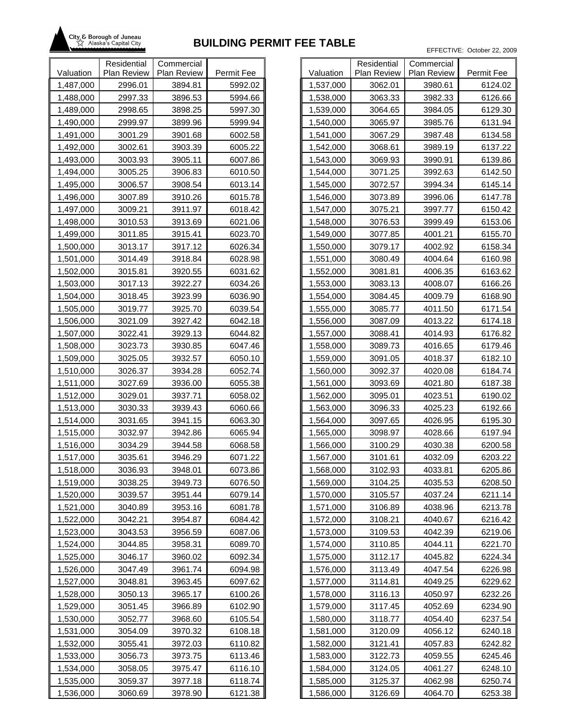City & Borough of Juneau
Alaska's Capital City

# BUILDING PERMIT FEE TABLE

EFFECTIVE: October 22, 2009

| Valuation | Residential Plan Review | Commercial Plan Review | Permit Fee |
|---|---|---|---|
| 1,487,000 | 2996.01 | 3894.81 | 5992.02 |
| 1,488,000 | 2997.33 | 3896.53 | 5994.66 |
| 1,489,000 | 2998.65 | 3898.25 | 5997.30 |
| 1,490,000 | 2999.97 | 3899.96 | 5999.94 |
| 1,491,000 | 3001.29 | 3901.68 | 6002.58 |
| 1,492,000 | 3002.61 | 3903.39 | 6005.22 |
| 1,493,000 | 3003.93 | 3905.11 | 6007.86 |
| 1,494,000 | 3005.25 | 3906.83 | 6010.50 |
| 1,495,000 | 3006.57 | 3908.54 | 6013.14 |
| 1,496,000 | 3007.89 | 3910.26 | 6015.78 |
| 1,497,000 | 3009.21 | 3911.97 | 6018.42 |
| 1,498,000 | 3010.53 | 3913.69 | 6021.06 |
| 1,499,000 | 3011.85 | 3915.41 | 6023.70 |
| 1,500,000 | 3013.17 | 3917.12 | 6026.34 |
| 1,501,000 | 3014.49 | 3918.84 | 6028.98 |
| 1,502,000 | 3015.81 | 3920.55 | 6031.62 |
| 1,503,000 | 3017.13 | 3922.27 | 6034.26 |
| 1,504,000 | 3018.45 | 3923.99 | 6036.90 |
| 1,505,000 | 3019.77 | 3925.70 | 6039.54 |
| 1,506,000 | 3021.09 | 3927.42 | 6042.18 |
| 1,507,000 | 3022.41 | 3929.13 | 6044.82 |
| 1,508,000 | 3023.73 | 3930.85 | 6047.46 |
| 1,509,000 | 3025.05 | 3932.57 | 6050.10 |
| 1,510,000 | 3026.37 | 3934.28 | 6052.74 |
| 1,511,000 | 3027.69 | 3936.00 | 6055.38 |
| 1,512,000 | 3029.01 | 3937.71 | 6058.02 |
| 1,513,000 | 3030.33 | 3939.43 | 6060.66 |
| 1,514,000 | 3031.65 | 3941.15 | 6063.30 |
| 1,515,000 | 3032.97 | 3942.86 | 6065.94 |
| 1,516,000 | 3034.29 | 3944.58 | 6068.58 |
| 1,517,000 | 3035.61 | 3946.29 | 6071.22 |
| 1,518,000 | 3036.93 | 3948.01 | 6073.86 |
| 1,519,000 | 3038.25 | 3949.73 | 6076.50 |
| 1,520,000 | 3039.57 | 3951.44 | 6079.14 |
| 1,521,000 | 3040.89 | 3953.16 | 6081.78 |
| 1,522,000 | 3042.21 | 3954.87 | 6084.42 |
| 1,523,000 | 3043.53 | 3956.59 | 6087.06 |
| 1,524,000 | 3044.85 | 3958.31 | 6089.70 |
| 1,525,000 | 3046.17 | 3960.02 | 6092.34 |
| 1,526,000 | 3047.49 | 3961.74 | 6094.98 |
| 1,527,000 | 3048.81 | 3963.45 | 6097.62 |
| 1,528,000 | 3050.13 | 3965.17 | 6100.26 |
| 1,529,000 | 3051.45 | 3966.89 | 6102.90 |
| 1,530,000 | 3052.77 | 3968.60 | 6105.54 |
| 1,531,000 | 3054.09 | 3970.32 | 6108.18 |
| 1,532,000 | 3055.41 | 3972.03 | 6110.82 |
| 1,533,000 | 3056.73 | 3973.75 | 6113.46 |
| 1,534,000 | 3058.05 | 3975.47 | 6116.10 |
| 1,535,000 | 3059.37 | 3977.18 | 6118.74 |
| 1,536,000 | 3060.69 | 3978.90 | 6121.38 |
| 1,537,000 | 3062.01 | 3980.61 | 6124.02 |
| 1,538,000 | 3063.33 | 3982.33 | 6126.66 |
| 1,539,000 | 3064.65 | 3984.05 | 6129.30 |
| 1,540,000 | 3065.97 | 3985.76 | 6131.94 |
| 1,541,000 | 3067.29 | 3987.48 | 6134.58 |
| 1,542,000 | 3068.61 | 3989.19 | 6137.22 |
| 1,543,000 | 3069.93 | 3990.91 | 6139.86 |
| 1,544,000 | 3071.25 | 3992.63 | 6142.50 |
| 1,545,000 | 3072.57 | 3994.34 | 6145.14 |
| 1,546,000 | 3073.89 | 3996.06 | 6147.78 |
| 1,547,000 | 3075.21 | 3997.77 | 6150.42 |
| 1,548,000 | 3076.53 | 3999.49 | 6153.06 |
| 1,549,000 | 3077.85 | 4001.21 | 6155.70 |
| 1,550,000 | 3079.17 | 4002.92 | 6158.34 |
| 1,551,000 | 3080.49 | 4004.64 | 6160.98 |
| 1,552,000 | 3081.81 | 4006.35 | 6163.62 |
| 1,553,000 | 3083.13 | 4008.07 | 6166.26 |
| 1,554,000 | 3084.45 | 4009.79 | 6168.90 |
| 1,555,000 | 3085.77 | 4011.50 | 6171.54 |
| 1,556,000 | 3087.09 | 4013.22 | 6174.18 |
| 1,557,000 | 3088.41 | 4014.93 | 6176.82 |
| 1,558,000 | 3089.73 | 4016.65 | 6179.46 |
| 1,559,000 | 3091.05 | 4018.37 | 6182.10 |
| 1,560,000 | 3092.37 | 4020.08 | 6184.74 |
| 1,561,000 | 3093.69 | 4021.80 | 6187.38 |
| 1,562,000 | 3095.01 | 4023.51 | 6190.02 |
| 1,563,000 | 3096.33 | 4025.23 | 6192.66 |
| 1,564,000 | 3097.65 | 4026.95 | 6195.30 |
| 1,565,000 | 3098.97 | 4028.66 | 6197.94 |
| 1,566,000 | 3100.29 | 4030.38 | 6200.58 |
| 1,567,000 | 3101.61 | 4032.09 | 6203.22 |
| 1,568,000 | 3102.93 | 4033.81 | 6205.86 |
| 1,569,000 | 3104.25 | 4035.53 | 6208.50 |
| 1,570,000 | 3105.57 | 4037.24 | 6211.14 |
| 1,571,000 | 3106.89 | 4038.96 | 6213.78 |
| 1,572,000 | 3108.21 | 4040.67 | 6216.42 |
| 1,573,000 | 3109.53 | 4042.39 | 6219.06 |
| 1,574,000 | 3110.85 | 4044.11 | 6221.70 |
| 1,575,000 | 3112.17 | 4045.82 | 6224.34 |
| 1,576,000 | 3113.49 | 4047.54 | 6226.98 |
| 1,577,000 | 3114.81 | 4049.25 | 6229.62 |
| 1,578,000 | 3116.13 | 4050.97 | 6232.26 |
| 1,579,000 | 3117.45 | 4052.69 | 6234.90 |
| 1,580,000 | 3118.77 | 4054.40 | 6237.54 |
| 1,581,000 | 3120.09 | 4056.12 | 6240.18 |
| 1,582,000 | 3121.41 | 4057.83 | 6242.82 |
| 1,583,000 | 3122.73 | 4059.55 | 6245.46 |
| 1,584,000 | 3124.05 | 4061.27 | 6248.10 |
| 1,585,000 | 3125.37 | 4062.98 | 6250.74 |
| 1,586,000 | 3126.69 | 4064.70 | 6253.38 |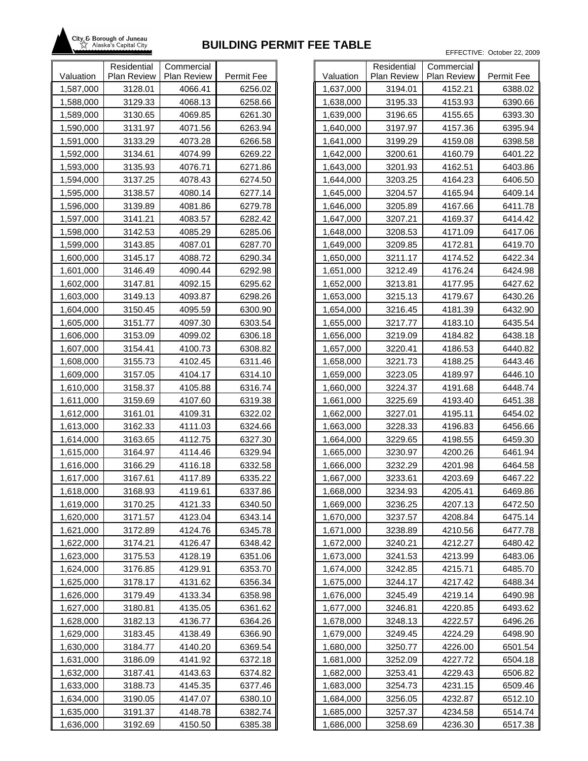City & Borough of Juneau
Alaska's Capital City

# BUILDING PERMIT FEE TABLE

EFFECTIVE: October 22, 2009

| Valuation | Residential Plan Review | Commercial Plan Review | Permit Fee |
|---|---|---|---|
| 1,587,000 | 3128.01 | 4066.41 | 6256.02 |
| 1,588,000 | 3129.33 | 4068.13 | 6258.66 |
| 1,589,000 | 3130.65 | 4069.85 | 6261.30 |
| 1,590,000 | 3131.97 | 4071.56 | 6263.94 |
| 1,591,000 | 3133.29 | 4073.28 | 6266.58 |
| 1,592,000 | 3134.61 | 4074.99 | 6269.22 |
| 1,593,000 | 3135.93 | 4076.71 | 6271.86 |
| 1,594,000 | 3137.25 | 4078.43 | 6274.50 |
| 1,595,000 | 3138.57 | 4080.14 | 6277.14 |
| 1,596,000 | 3139.89 | 4081.86 | 6279.78 |
| 1,597,000 | 3141.21 | 4083.57 | 6282.42 |
| 1,598,000 | 3142.53 | 4085.29 | 6285.06 |
| 1,599,000 | 3143.85 | 4087.01 | 6287.70 |
| 1,600,000 | 3145.17 | 4088.72 | 6290.34 |
| 1,601,000 | 3146.49 | 4090.44 | 6292.98 |
| 1,602,000 | 3147.81 | 4092.15 | 6295.62 |
| 1,603,000 | 3149.13 | 4093.87 | 6298.26 |
| 1,604,000 | 3150.45 | 4095.59 | 6300.90 |
| 1,605,000 | 3151.77 | 4097.30 | 6303.54 |
| 1,606,000 | 3153.09 | 4099.02 | 6306.18 |
| 1,607,000 | 3154.41 | 4100.73 | 6308.82 |
| 1,608,000 | 3155.73 | 4102.45 | 6311.46 |
| 1,609,000 | 3157.05 | 4104.17 | 6314.10 |
| 1,610,000 | 3158.37 | 4105.88 | 6316.74 |
| 1,611,000 | 3159.69 | 4107.60 | 6319.38 |
| 1,612,000 | 3161.01 | 4109.31 | 6322.02 |
| 1,613,000 | 3162.33 | 4111.03 | 6324.66 |
| 1,614,000 | 3163.65 | 4112.75 | 6327.30 |
| 1,615,000 | 3164.97 | 4114.46 | 6329.94 |
| 1,616,000 | 3166.29 | 4116.18 | 6332.58 |
| 1,617,000 | 3167.61 | 4117.89 | 6335.22 |
| 1,618,000 | 3168.93 | 4119.61 | 6337.86 |
| 1,619,000 | 3170.25 | 4121.33 | 6340.50 |
| 1,620,000 | 3171.57 | 4123.04 | 6343.14 |
| 1,621,000 | 3172.89 | 4124.76 | 6345.78 |
| 1,622,000 | 3174.21 | 4126.47 | 6348.42 |
| 1,623,000 | 3175.53 | 4128.19 | 6351.06 |
| 1,624,000 | 3176.85 | 4129.91 | 6353.70 |
| 1,625,000 | 3178.17 | 4131.62 | 6356.34 |
| 1,626,000 | 3179.49 | 4133.34 | 6358.98 |
| 1,627,000 | 3180.81 | 4135.05 | 6361.62 |
| 1,628,000 | 3182.13 | 4136.77 | 6364.26 |
| 1,629,000 | 3183.45 | 4138.49 | 6366.90 |
| 1,630,000 | 3184.77 | 4140.20 | 6369.54 |
| 1,631,000 | 3186.09 | 4141.92 | 6372.18 |
| 1,632,000 | 3187.41 | 4143.63 | 6374.82 |
| 1,633,000 | 3188.73 | 4145.35 | 6377.46 |
| 1,634,000 | 3190.05 | 4147.07 | 6380.10 |
| 1,635,000 | 3191.37 | 4148.78 | 6382.74 |
| 1,636,000 | 3192.69 | 4150.50 | 6385.38 |
| 1,637,000 | 3194.01 | 4152.21 | 6388.02 |
| 1,638,000 | 3195.33 | 4153.93 | 6390.66 |
| 1,639,000 | 3196.65 | 4155.65 | 6393.30 |
| 1,640,000 | 3197.97 | 4157.36 | 6395.94 |
| 1,641,000 | 3199.29 | 4159.08 | 6398.58 |
| 1,642,000 | 3200.61 | 4160.79 | 6401.22 |
| 1,643,000 | 3201.93 | 4162.51 | 6403.86 |
| 1,644,000 | 3203.25 | 4164.23 | 6406.50 |
| 1,645,000 | 3204.57 | 4165.94 | 6409.14 |
| 1,646,000 | 3205.89 | 4167.66 | 6411.78 |
| 1,647,000 | 3207.21 | 4169.37 | 6414.42 |
| 1,648,000 | 3208.53 | 4171.09 | 6417.06 |
| 1,649,000 | 3209.85 | 4172.81 | 6419.70 |
| 1,650,000 | 3211.17 | 4174.52 | 6422.34 |
| 1,651,000 | 3212.49 | 4176.24 | 6424.98 |
| 1,652,000 | 3213.81 | 4177.95 | 6427.62 |
| 1,653,000 | 3215.13 | 4179.67 | 6430.26 |
| 1,654,000 | 3216.45 | 4181.39 | 6432.90 |
| 1,655,000 | 3217.77 | 4183.10 | 6435.54 |
| 1,656,000 | 3219.09 | 4184.82 | 6438.18 |
| 1,657,000 | 3220.41 | 4186.53 | 6440.82 |
| 1,658,000 | 3221.73 | 4188.25 | 6443.46 |
| 1,659,000 | 3223.05 | 4189.97 | 6446.10 |
| 1,660,000 | 3224.37 | 4191.68 | 6448.74 |
| 1,661,000 | 3225.69 | 4193.40 | 6451.38 |
| 1,662,000 | 3227.01 | 4195.11 | 6454.02 |
| 1,663,000 | 3228.33 | 4196.83 | 6456.66 |
| 1,664,000 | 3229.65 | 4198.55 | 6459.30 |
| 1,665,000 | 3230.97 | 4200.26 | 6461.94 |
| 1,666,000 | 3232.29 | 4201.98 | 6464.58 |
| 1,667,000 | 3233.61 | 4203.69 | 6467.22 |
| 1,668,000 | 3234.93 | 4205.41 | 6469.86 |
| 1,669,000 | 3236.25 | 4207.13 | 6472.50 |
| 1,670,000 | 3237.57 | 4208.84 | 6475.14 |
| 1,671,000 | 3238.89 | 4210.56 | 6477.78 |
| 1,672,000 | 3240.21 | 4212.27 | 6480.42 |
| 1,673,000 | 3241.53 | 4213.99 | 6483.06 |
| 1,674,000 | 3242.85 | 4215.71 | 6485.70 |
| 1,675,000 | 3244.17 | 4217.42 | 6488.34 |
| 1,676,000 | 3245.49 | 4219.14 | 6490.98 |
| 1,677,000 | 3246.81 | 4220.85 | 6493.62 |
| 1,678,000 | 3248.13 | 4222.57 | 6496.26 |
| 1,679,000 | 3249.45 | 4224.29 | 6498.90 |
| 1,680,000 | 3250.77 | 4226.00 | 6501.54 |
| 1,681,000 | 3252.09 | 4227.72 | 6504.18 |
| 1,682,000 | 3253.41 | 4229.43 | 6506.82 |
| 1,683,000 | 3254.73 | 4231.15 | 6509.46 |
| 1,684,000 | 3256.05 | 4232.87 | 6512.10 |
| 1,685,000 | 3257.37 | 4234.58 | 6514.74 |
| 1,686,000 | 3258.69 | 4236.30 | 6517.38 |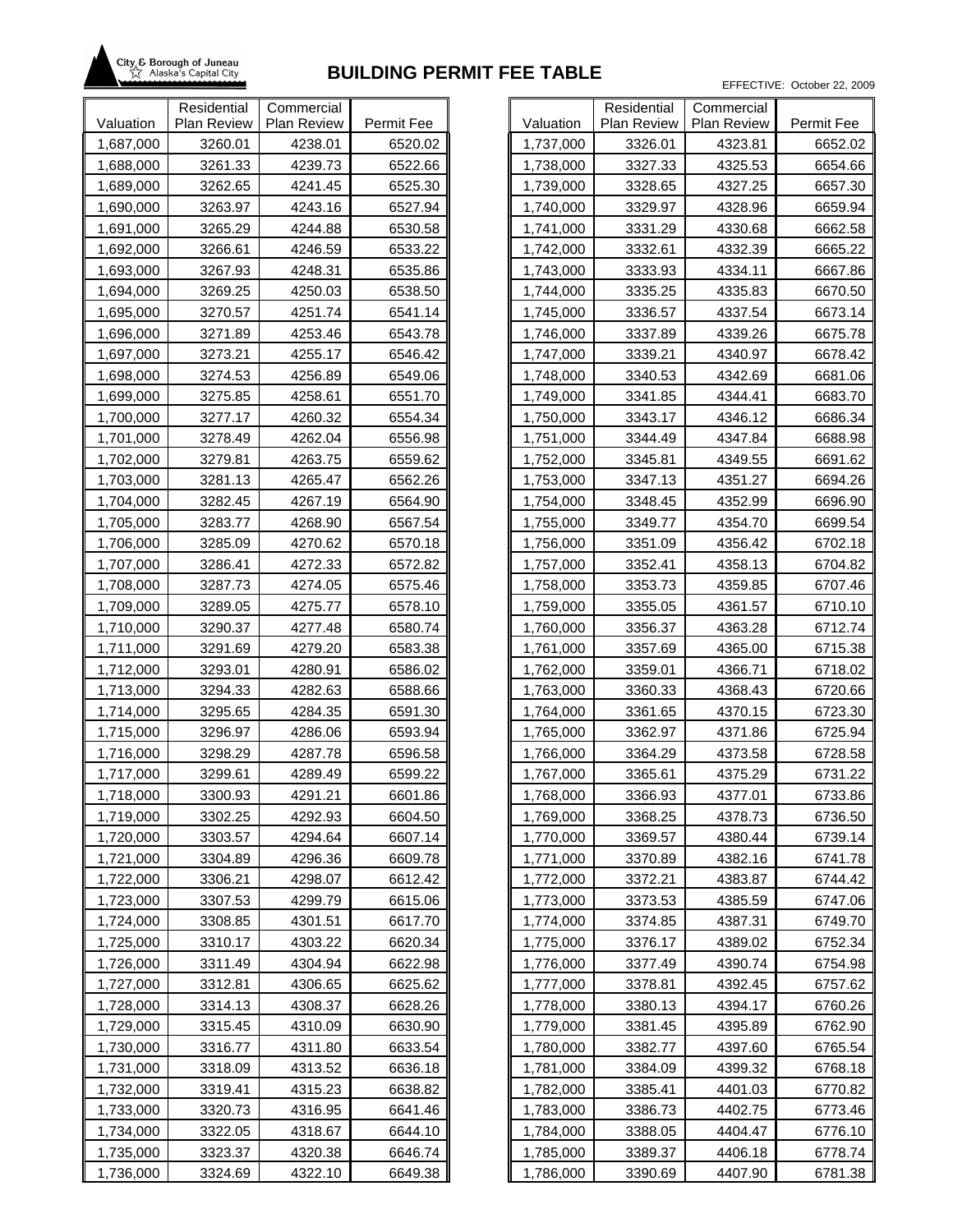City & Borough of Juneau
Alaska's Capital City

# BUILDING PERMIT FEE TABLE

EFFECTIVE: October 22, 2009

| Valuation | Residential Plan Review | Commercial Plan Review | Permit Fee |
|---|---|---|---|
| 1,687,000 | 3260.01 | 4238.01 | 6520.02 |
| 1,688,000 | 3261.33 | 4239.73 | 6522.66 |
| 1,689,000 | 3262.65 | 4241.45 | 6525.30 |
| 1,690,000 | 3263.97 | 4243.16 | 6527.94 |
| 1,691,000 | 3265.29 | 4244.88 | 6530.58 |
| 1,692,000 | 3266.61 | 4246.59 | 6533.22 |
| 1,693,000 | 3267.93 | 4248.31 | 6535.86 |
| 1,694,000 | 3269.25 | 4250.03 | 6538.50 |
| 1,695,000 | 3270.57 | 4251.74 | 6541.14 |
| 1,696,000 | 3271.89 | 4253.46 | 6543.78 |
| 1,697,000 | 3273.21 | 4255.17 | 6546.42 |
| 1,698,000 | 3274.53 | 4256.89 | 6549.06 |
| 1,699,000 | 3275.85 | 4258.61 | 6551.70 |
| 1,700,000 | 3277.17 | 4260.32 | 6554.34 |
| 1,701,000 | 3278.49 | 4262.04 | 6556.98 |
| 1,702,000 | 3279.81 | 4263.75 | 6559.62 |
| 1,703,000 | 3281.13 | 4265.47 | 6562.26 |
| 1,704,000 | 3282.45 | 4267.19 | 6564.90 |
| 1,705,000 | 3283.77 | 4268.90 | 6567.54 |
| 1,706,000 | 3285.09 | 4270.62 | 6570.18 |
| 1,707,000 | 3286.41 | 4272.33 | 6572.82 |
| 1,708,000 | 3287.73 | 4274.05 | 6575.46 |
| 1,709,000 | 3289.05 | 4275.77 | 6578.10 |
| 1,710,000 | 3290.37 | 4277.48 | 6580.74 |
| 1,711,000 | 3291.69 | 4279.20 | 6583.38 |
| 1,712,000 | 3293.01 | 4280.91 | 6586.02 |
| 1,713,000 | 3294.33 | 4282.63 | 6588.66 |
| 1,714,000 | 3295.65 | 4284.35 | 6591.30 |
| 1,715,000 | 3296.97 | 4286.06 | 6593.94 |
| 1,716,000 | 3298.29 | 4287.78 | 6596.58 |
| 1,717,000 | 3299.61 | 4289.49 | 6599.22 |
| 1,718,000 | 3300.93 | 4291.21 | 6601.86 |
| 1,719,000 | 3302.25 | 4292.93 | 6604.50 |
| 1,720,000 | 3303.57 | 4294.64 | 6607.14 |
| 1,721,000 | 3304.89 | 4296.36 | 6609.78 |
| 1,722,000 | 3306.21 | 4298.07 | 6612.42 |
| 1,723,000 | 3307.53 | 4299.79 | 6615.06 |
| 1,724,000 | 3308.85 | 4301.51 | 6617.70 |
| 1,725,000 | 3310.17 | 4303.22 | 6620.34 |
| 1,726,000 | 3311.49 | 4304.94 | 6622.98 |
| 1,727,000 | 3312.81 | 4306.65 | 6625.62 |
| 1,728,000 | 3314.13 | 4308.37 | 6628.26 |
| 1,729,000 | 3315.45 | 4310.09 | 6630.90 |
| 1,730,000 | 3316.77 | 4311.80 | 6633.54 |
| 1,731,000 | 3318.09 | 4313.52 | 6636.18 |
| 1,732,000 | 3319.41 | 4315.23 | 6638.82 |
| 1,733,000 | 3320.73 | 4316.95 | 6641.46 |
| 1,734,000 | 3322.05 | 4318.67 | 6644.10 |
| 1,735,000 | 3323.37 | 4320.38 | 6646.74 |
| 1,736,000 | 3324.69 | 4322.10 | 6649.38 |
| 1,737,000 | 3326.01 | 4323.81 | 6652.02 |
| 1,738,000 | 3327.33 | 4325.53 | 6654.66 |
| 1,739,000 | 3328.65 | 4327.25 | 6657.30 |
| 1,740,000 | 3329.97 | 4328.96 | 6659.94 |
| 1,741,000 | 3331.29 | 4330.68 | 6662.58 |
| 1,742,000 | 3332.61 | 4332.39 | 6665.22 |
| 1,743,000 | 3333.93 | 4334.11 | 6667.86 |
| 1,744,000 | 3335.25 | 4335.83 | 6670.50 |
| 1,745,000 | 3336.57 | 4337.54 | 6673.14 |
| 1,746,000 | 3337.89 | 4339.26 | 6675.78 |
| 1,747,000 | 3339.21 | 4340.97 | 6678.42 |
| 1,748,000 | 3340.53 | 4342.69 | 6681.06 |
| 1,749,000 | 3341.85 | 4344.41 | 6683.70 |
| 1,750,000 | 3343.17 | 4346.12 | 6686.34 |
| 1,751,000 | 3344.49 | 4347.84 | 6688.98 |
| 1,752,000 | 3345.81 | 4349.55 | 6691.62 |
| 1,753,000 | 3347.13 | 4351.27 | 6694.26 |
| 1,754,000 | 3348.45 | 4352.99 | 6696.90 |
| 1,755,000 | 3349.77 | 4354.70 | 6699.54 |
| 1,756,000 | 3351.09 | 4356.42 | 6702.18 |
| 1,757,000 | 3352.41 | 4358.13 | 6704.82 |
| 1,758,000 | 3353.73 | 4359.85 | 6707.46 |
| 1,759,000 | 3355.05 | 4361.57 | 6710.10 |
| 1,760,000 | 3356.37 | 4363.28 | 6712.74 |
| 1,761,000 | 3357.69 | 4365.00 | 6715.38 |
| 1,762,000 | 3359.01 | 4366.71 | 6718.02 |
| 1,763,000 | 3360.33 | 4368.43 | 6720.66 |
| 1,764,000 | 3361.65 | 4370.15 | 6723.30 |
| 1,765,000 | 3362.97 | 4371.86 | 6725.94 |
| 1,766,000 | 3364.29 | 4373.58 | 6728.58 |
| 1,767,000 | 3365.61 | 4375.29 | 6731.22 |
| 1,768,000 | 3366.93 | 4377.01 | 6733.86 |
| 1,769,000 | 3368.25 | 4378.73 | 6736.50 |
| 1,770,000 | 3369.57 | 4380.44 | 6739.14 |
| 1,771,000 | 3370.89 | 4382.16 | 6741.78 |
| 1,772,000 | 3372.21 | 4383.87 | 6744.42 |
| 1,773,000 | 3373.53 | 4385.59 | 6747.06 |
| 1,774,000 | 3374.85 | 4387.31 | 6749.70 |
| 1,775,000 | 3376.17 | 4389.02 | 6752.34 |
| 1,776,000 | 3377.49 | 4390.74 | 6754.98 |
| 1,777,000 | 3378.81 | 4392.45 | 6757.62 |
| 1,778,000 | 3380.13 | 4394.17 | 6760.26 |
| 1,779,000 | 3381.45 | 4395.89 | 6762.90 |
| 1,780,000 | 3382.77 | 4397.60 | 6765.54 |
| 1,781,000 | 3384.09 | 4399.32 | 6768.18 |
| 1,782,000 | 3385.41 | 4401.03 | 6770.82 |
| 1,783,000 | 3386.73 | 4402.75 | 6773.46 |
| 1,784,000 | 3388.05 | 4404.47 | 6776.10 |
| 1,785,000 | 3389.37 | 4406.18 | 6778.74 |
| 1,786,000 | 3390.69 | 4407.90 | 6781.38 |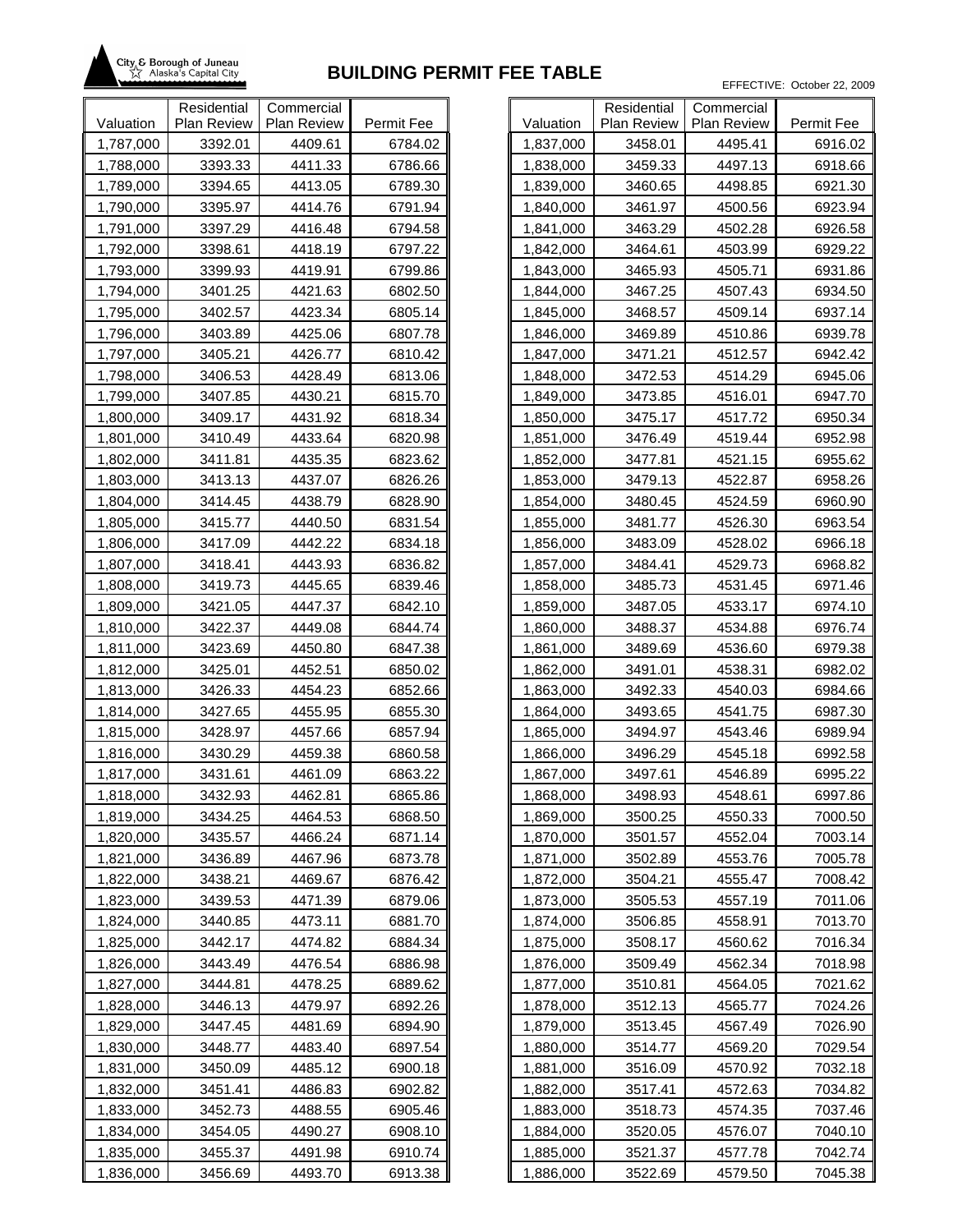# BUILDING PERMIT FEE TABLE

City & Borough of Juneau
Alaska's Capital City

EFFECTIVE: October 22, 2009

| Valuation | Residential Plan Review | Commercial Plan Review | Permit Fee |
|---|---|---|---|
| 1,787,000 | 3392.01 | 4409.61 | 6784.02 |
| 1,788,000 | 3393.33 | 4411.33 | 6786.66 |
| 1,789,000 | 3394.65 | 4413.05 | 6789.30 |
| 1,790,000 | 3395.97 | 4414.76 | 6791.94 |
| 1,791,000 | 3397.29 | 4416.48 | 6794.58 |
| 1,792,000 | 3398.61 | 4418.19 | 6797.22 |
| 1,793,000 | 3399.93 | 4419.91 | 6799.86 |
| 1,794,000 | 3401.25 | 4421.63 | 6802.50 |
| 1,795,000 | 3402.57 | 4423.34 | 6805.14 |
| 1,796,000 | 3403.89 | 4425.06 | 6807.78 |
| 1,797,000 | 3405.21 | 4426.77 | 6810.42 |
| 1,798,000 | 3406.53 | 4428.49 | 6813.06 |
| 1,799,000 | 3407.85 | 4430.21 | 6815.70 |
| 1,800,000 | 3409.17 | 4431.92 | 6818.34 |
| 1,801,000 | 3410.49 | 4433.64 | 6820.98 |
| 1,802,000 | 3411.81 | 4435.35 | 6823.62 |
| 1,803,000 | 3413.13 | 4437.07 | 6826.26 |
| 1,804,000 | 3414.45 | 4438.79 | 6828.90 |
| 1,805,000 | 3415.77 | 4440.50 | 6831.54 |
| 1,806,000 | 3417.09 | 4442.22 | 6834.18 |
| 1,807,000 | 3418.41 | 4443.93 | 6836.82 |
| 1,808,000 | 3419.73 | 4445.65 | 6839.46 |
| 1,809,000 | 3421.05 | 4447.37 | 6842.10 |
| 1,810,000 | 3422.37 | 4449.08 | 6844.74 |
| 1,811,000 | 3423.69 | 4450.80 | 6847.38 |
| 1,812,000 | 3425.01 | 4452.51 | 6850.02 |
| 1,813,000 | 3426.33 | 4454.23 | 6852.66 |
| 1,814,000 | 3427.65 | 4455.95 | 6855.30 |
| 1,815,000 | 3428.97 | 4457.66 | 6857.94 |
| 1,816,000 | 3430.29 | 4459.38 | 6860.58 |
| 1,817,000 | 3431.61 | 4461.09 | 6863.22 |
| 1,818,000 | 3432.93 | 4462.81 | 6865.86 |
| 1,819,000 | 3434.25 | 4464.53 | 6868.50 |
| 1,820,000 | 3435.57 | 4466.24 | 6871.14 |
| 1,821,000 | 3436.89 | 4467.96 | 6873.78 |
| 1,822,000 | 3438.21 | 4469.67 | 6876.42 |
| 1,823,000 | 3439.53 | 4471.39 | 6879.06 |
| 1,824,000 | 3440.85 | 4473.11 | 6881.70 |
| 1,825,000 | 3442.17 | 4474.82 | 6884.34 |
| 1,826,000 | 3443.49 | 4476.54 | 6886.98 |
| 1,827,000 | 3444.81 | 4478.25 | 6889.62 |
| 1,828,000 | 3446.13 | 4479.97 | 6892.26 |
| 1,829,000 | 3447.45 | 4481.69 | 6894.90 |
| 1,830,000 | 3448.77 | 4483.40 | 6897.54 |
| 1,831,000 | 3450.09 | 4485.12 | 6900.18 |
| 1,832,000 | 3451.41 | 4486.83 | 6902.82 |
| 1,833,000 | 3452.73 | 4488.55 | 6905.46 |
| 1,834,000 | 3454.05 | 4490.27 | 6908.10 |
| 1,835,000 | 3455.37 | 4491.98 | 6910.74 |
| 1,836,000 | 3456.69 | 4493.70 | 6913.38 |
| 1,837,000 | 3458.01 | 4495.41 | 6916.02 |
| 1,838,000 | 3459.33 | 4497.13 | 6918.66 |
| 1,839,000 | 3460.65 | 4498.85 | 6921.30 |
| 1,840,000 | 3461.97 | 4500.56 | 6923.94 |
| 1,841,000 | 3463.29 | 4502.28 | 6926.58 |
| 1,842,000 | 3464.61 | 4503.99 | 6929.22 |
| 1,843,000 | 3465.93 | 4505.71 | 6931.86 |
| 1,844,000 | 3467.25 | 4507.43 | 6934.50 |
| 1,845,000 | 3468.57 | 4509.14 | 6937.14 |
| 1,846,000 | 3469.89 | 4510.86 | 6939.78 |
| 1,847,000 | 3471.21 | 4512.57 | 6942.42 |
| 1,848,000 | 3472.53 | 4514.29 | 6945.06 |
| 1,849,000 | 3473.85 | 4516.01 | 6947.70 |
| 1,850,000 | 3475.17 | 4517.72 | 6950.34 |
| 1,851,000 | 3476.49 | 4519.44 | 6952.98 |
| 1,852,000 | 3477.81 | 4521.15 | 6955.62 |
| 1,853,000 | 3479.13 | 4522.87 | 6958.26 |
| 1,854,000 | 3480.45 | 4524.59 | 6960.90 |
| 1,855,000 | 3481.77 | 4526.30 | 6963.54 |
| 1,856,000 | 3483.09 | 4528.02 | 6966.18 |
| 1,857,000 | 3484.41 | 4529.73 | 6968.82 |
| 1,858,000 | 3485.73 | 4531.45 | 6971.46 |
| 1,859,000 | 3487.05 | 4533.17 | 6974.10 |
| 1,860,000 | 3488.37 | 4534.88 | 6976.74 |
| 1,861,000 | 3489.69 | 4536.60 | 6979.38 |
| 1,862,000 | 3491.01 | 4538.31 | 6982.02 |
| 1,863,000 | 3492.33 | 4540.03 | 6984.66 |
| 1,864,000 | 3493.65 | 4541.75 | 6987.30 |
| 1,865,000 | 3494.97 | 4543.46 | 6989.94 |
| 1,866,000 | 3496.29 | 4545.18 | 6992.58 |
| 1,867,000 | 3497.61 | 4546.89 | 6995.22 |
| 1,868,000 | 3498.93 | 4548.61 | 6997.86 |
| 1,869,000 | 3500.25 | 4550.33 | 7000.50 |
| 1,870,000 | 3501.57 | 4552.04 | 7003.14 |
| 1,871,000 | 3502.89 | 4553.76 | 7005.78 |
| 1,872,000 | 3504.21 | 4555.47 | 7008.42 |
| 1,873,000 | 3505.53 | 4557.19 | 7011.06 |
| 1,874,000 | 3506.85 | 4558.91 | 7013.70 |
| 1,875,000 | 3508.17 | 4560.62 | 7016.34 |
| 1,876,000 | 3509.49 | 4562.34 | 7018.98 |
| 1,877,000 | 3510.81 | 4564.05 | 7021.62 |
| 1,878,000 | 3512.13 | 4565.77 | 7024.26 |
| 1,879,000 | 3513.45 | 4567.49 | 7026.90 |
| 1,880,000 | 3514.77 | 4569.20 | 7029.54 |
| 1,881,000 | 3516.09 | 4570.92 | 7032.18 |
| 1,882,000 | 3517.41 | 4572.63 | 7034.82 |
| 1,883,000 | 3518.73 | 4574.35 | 7037.46 |
| 1,884,000 | 3520.05 | 4576.07 | 7040.10 |
| 1,885,000 | 3521.37 | 4577.78 | 7042.74 |
| 1,886,000 | 3522.69 | 4579.50 | 7045.38 |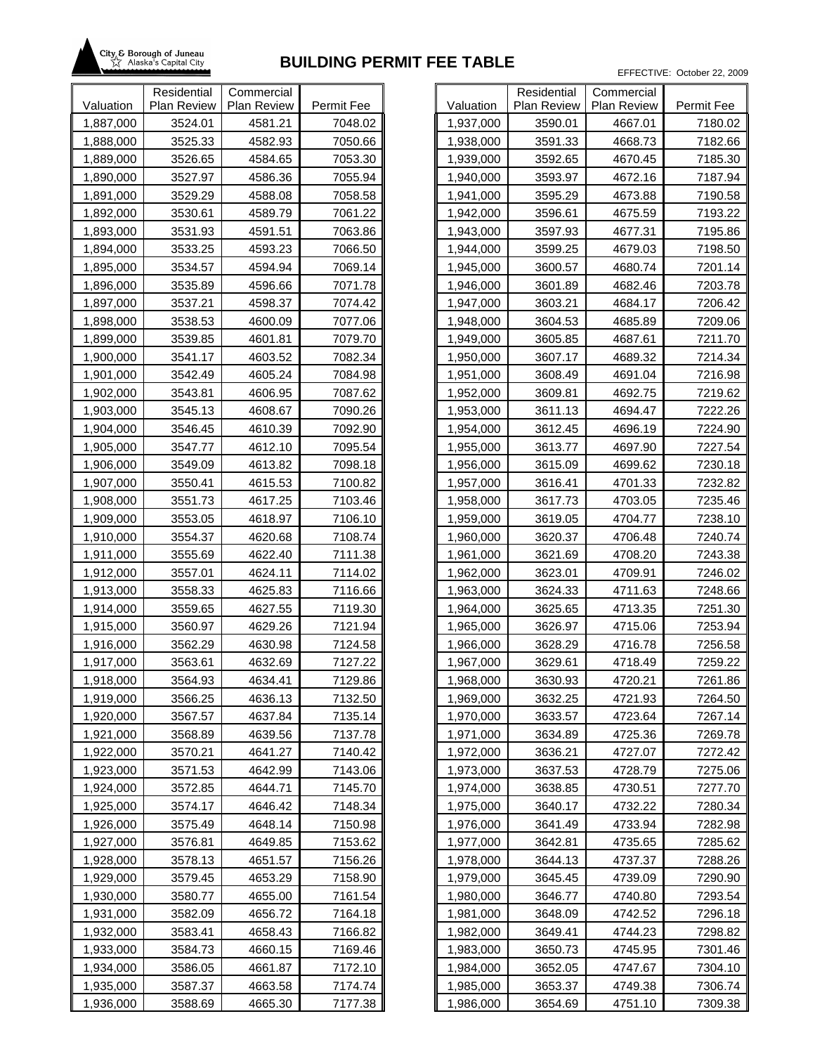# BUILDING PERMIT FEE TABLE

City & Borough of Juneau — Alaska's Capital City

EFFECTIVE: October 22, 2009

| Valuation | Residential Plan Review | Commercial Plan Review | Permit Fee |
|---|---|---|---|
| 1,887,000 | 3524.01 | 4581.21 | 7048.02 |
| 1,888,000 | 3525.33 | 4582.93 | 7050.66 |
| 1,889,000 | 3526.65 | 4584.65 | 7053.30 |
| 1,890,000 | 3527.97 | 4586.36 | 7055.94 |
| 1,891,000 | 3529.29 | 4588.08 | 7058.58 |
| 1,892,000 | 3530.61 | 4589.79 | 7061.22 |
| 1,893,000 | 3531.93 | 4591.51 | 7063.86 |
| 1,894,000 | 3533.25 | 4593.23 | 7066.50 |
| 1,895,000 | 3534.57 | 4594.94 | 7069.14 |
| 1,896,000 | 3535.89 | 4596.66 | 7071.78 |
| 1,897,000 | 3537.21 | 4598.37 | 7074.42 |
| 1,898,000 | 3538.53 | 4600.09 | 7077.06 |
| 1,899,000 | 3539.85 | 4601.81 | 7079.70 |
| 1,900,000 | 3541.17 | 4603.52 | 7082.34 |
| 1,901,000 | 3542.49 | 4605.24 | 7084.98 |
| 1,902,000 | 3543.81 | 4606.95 | 7087.62 |
| 1,903,000 | 3545.13 | 4608.67 | 7090.26 |
| 1,904,000 | 3546.45 | 4610.39 | 7092.90 |
| 1,905,000 | 3547.77 | 4612.10 | 7095.54 |
| 1,906,000 | 3549.09 | 4613.82 | 7098.18 |
| 1,907,000 | 3550.41 | 4615.53 | 7100.82 |
| 1,908,000 | 3551.73 | 4617.25 | 7103.46 |
| 1,909,000 | 3553.05 | 4618.97 | 7106.10 |
| 1,910,000 | 3554.37 | 4620.68 | 7108.74 |
| 1,911,000 | 3555.69 | 4622.40 | 7111.38 |
| 1,912,000 | 3557.01 | 4624.11 | 7114.02 |
| 1,913,000 | 3558.33 | 4625.83 | 7116.66 |
| 1,914,000 | 3559.65 | 4627.55 | 7119.30 |
| 1,915,000 | 3560.97 | 4629.26 | 7121.94 |
| 1,916,000 | 3562.29 | 4630.98 | 7124.58 |
| 1,917,000 | 3563.61 | 4632.69 | 7127.22 |
| 1,918,000 | 3564.93 | 4634.41 | 7129.86 |
| 1,919,000 | 3566.25 | 4636.13 | 7132.50 |
| 1,920,000 | 3567.57 | 4637.84 | 7135.14 |
| 1,921,000 | 3568.89 | 4639.56 | 7137.78 |
| 1,922,000 | 3570.21 | 4641.27 | 7140.42 |
| 1,923,000 | 3571.53 | 4642.99 | 7143.06 |
| 1,924,000 | 3572.85 | 4644.71 | 7145.70 |
| 1,925,000 | 3574.17 | 4646.42 | 7148.34 |
| 1,926,000 | 3575.49 | 4648.14 | 7150.98 |
| 1,927,000 | 3576.81 | 4649.85 | 7153.62 |
| 1,928,000 | 3578.13 | 4651.57 | 7156.26 |
| 1,929,000 | 3579.45 | 4653.29 | 7158.90 |
| 1,930,000 | 3580.77 | 4655.00 | 7161.54 |
| 1,931,000 | 3582.09 | 4656.72 | 7164.18 |
| 1,932,000 | 3583.41 | 4658.43 | 7166.82 |
| 1,933,000 | 3584.73 | 4660.15 | 7169.46 |
| 1,934,000 | 3586.05 | 4661.87 | 7172.10 |
| 1,935,000 | 3587.37 | 4663.58 | 7174.74 |
| 1,936,000 | 3588.69 | 4665.30 | 7177.38 |
| 1,937,000 | 3590.01 | 4667.01 | 7180.02 |
| 1,938,000 | 3591.33 | 4668.73 | 7182.66 |
| 1,939,000 | 3592.65 | 4670.45 | 7185.30 |
| 1,940,000 | 3593.97 | 4672.16 | 7187.94 |
| 1,941,000 | 3595.29 | 4673.88 | 7190.58 |
| 1,942,000 | 3596.61 | 4675.59 | 7193.22 |
| 1,943,000 | 3597.93 | 4677.31 | 7195.86 |
| 1,944,000 | 3599.25 | 4679.03 | 7198.50 |
| 1,945,000 | 3600.57 | 4680.74 | 7201.14 |
| 1,946,000 | 3601.89 | 4682.46 | 7203.78 |
| 1,947,000 | 3603.21 | 4684.17 | 7206.42 |
| 1,948,000 | 3604.53 | 4685.89 | 7209.06 |
| 1,949,000 | 3605.85 | 4687.61 | 7211.70 |
| 1,950,000 | 3607.17 | 4689.32 | 7214.34 |
| 1,951,000 | 3608.49 | 4691.04 | 7216.98 |
| 1,952,000 | 3609.81 | 4692.75 | 7219.62 |
| 1,953,000 | 3611.13 | 4694.47 | 7222.26 |
| 1,954,000 | 3612.45 | 4696.19 | 7224.90 |
| 1,955,000 | 3613.77 | 4697.90 | 7227.54 |
| 1,956,000 | 3615.09 | 4699.62 | 7230.18 |
| 1,957,000 | 3616.41 | 4701.33 | 7232.82 |
| 1,958,000 | 3617.73 | 4703.05 | 7235.46 |
| 1,959,000 | 3619.05 | 4704.77 | 7238.10 |
| 1,960,000 | 3620.37 | 4706.48 | 7240.74 |
| 1,961,000 | 3621.69 | 4708.20 | 7243.38 |
| 1,962,000 | 3623.01 | 4709.91 | 7246.02 |
| 1,963,000 | 3624.33 | 4711.63 | 7248.66 |
| 1,964,000 | 3625.65 | 4713.35 | 7251.30 |
| 1,965,000 | 3626.97 | 4715.06 | 7253.94 |
| 1,966,000 | 3628.29 | 4716.78 | 7256.58 |
| 1,967,000 | 3629.61 | 4718.49 | 7259.22 |
| 1,968,000 | 3630.93 | 4720.21 | 7261.86 |
| 1,969,000 | 3632.25 | 4721.93 | 7264.50 |
| 1,970,000 | 3633.57 | 4723.64 | 7267.14 |
| 1,971,000 | 3634.89 | 4725.36 | 7269.78 |
| 1,972,000 | 3636.21 | 4727.07 | 7272.42 |
| 1,973,000 | 3637.53 | 4728.79 | 7275.06 |
| 1,974,000 | 3638.85 | 4730.51 | 7277.70 |
| 1,975,000 | 3640.17 | 4732.22 | 7280.34 |
| 1,976,000 | 3641.49 | 4733.94 | 7282.98 |
| 1,977,000 | 3642.81 | 4735.65 | 7285.62 |
| 1,978,000 | 3644.13 | 4737.37 | 7288.26 |
| 1,979,000 | 3645.45 | 4739.09 | 7290.90 |
| 1,980,000 | 3646.77 | 4740.80 | 7293.54 |
| 1,981,000 | 3648.09 | 4742.52 | 7296.18 |
| 1,982,000 | 3649.41 | 4744.23 | 7298.82 |
| 1,983,000 | 3650.73 | 4745.95 | 7301.46 |
| 1,984,000 | 3652.05 | 4747.67 | 7304.10 |
| 1,985,000 | 3653.37 | 4749.38 | 7306.74 |
| 1,986,000 | 3654.69 | 4751.10 | 7309.38 |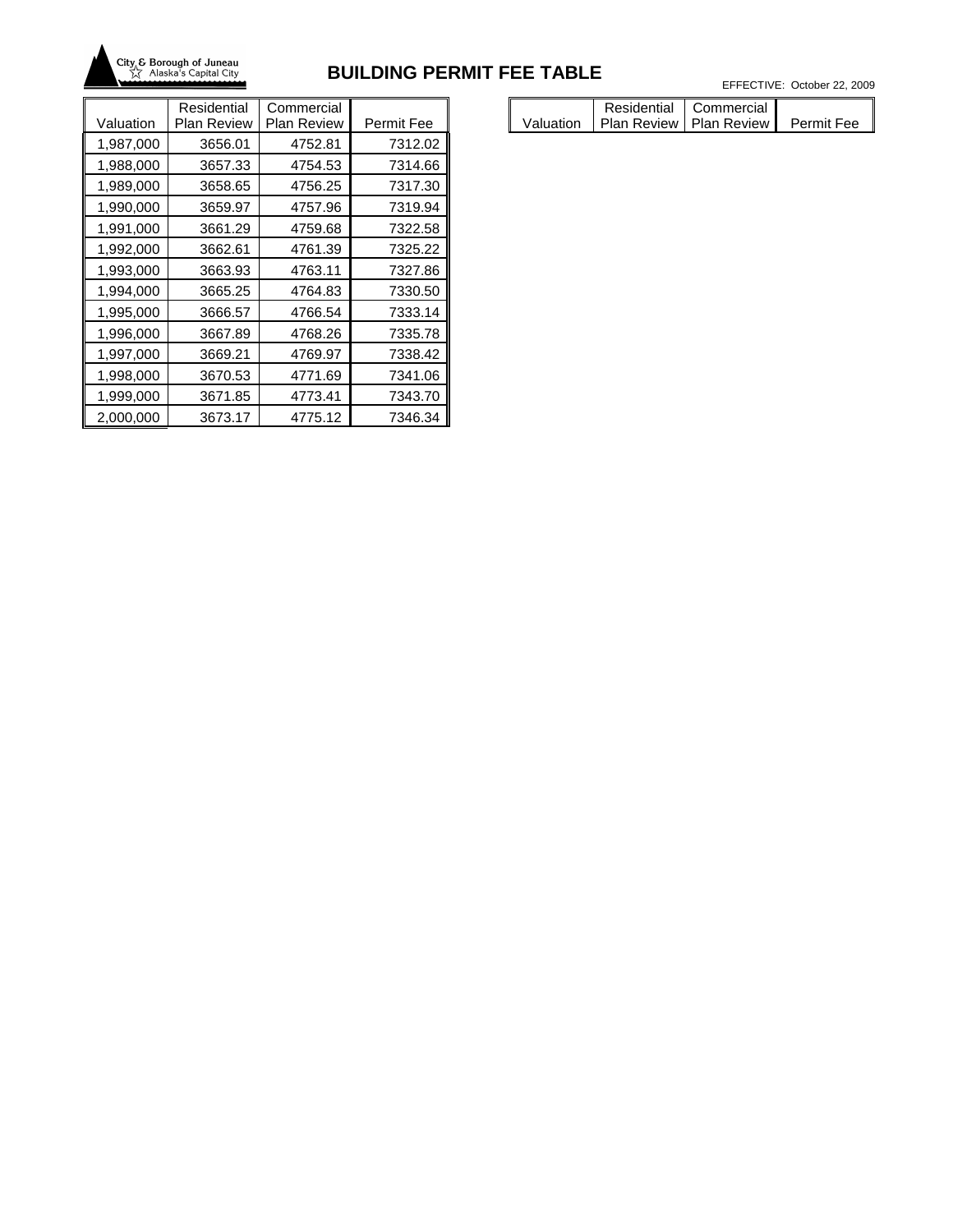City & Borough of Juneau
Alaska's Capital City

# BUILDING PERMIT FEE TABLE

EFFECTIVE: October 22, 2009

| Valuation | Residential Plan Review | Commercial Plan Review | Permit Fee |
|---|---|---|---|
| 1,987,000 | 3656.01 | 4752.81 | 7312.02 |
| 1,988,000 | 3657.33 | 4754.53 | 7314.66 |
| 1,989,000 | 3658.65 | 4756.25 | 7317.30 |
| 1,990,000 | 3659.97 | 4757.96 | 7319.94 |
| 1,991,000 | 3661.29 | 4759.68 | 7322.58 |
| 1,992,000 | 3662.61 | 4761.39 | 7325.22 |
| 1,993,000 | 3663.93 | 4763.11 | 7327.86 |
| 1,994,000 | 3665.25 | 4764.83 | 7330.50 |
| 1,995,000 | 3666.57 | 4766.54 | 7333.14 |
| 1,996,000 | 3667.89 | 4768.26 | 7335.78 |
| 1,997,000 | 3669.21 | 4769.97 | 7338.42 |
| 1,998,000 | 3670.53 | 4771.69 | 7341.06 |
| 1,999,000 | 3671.85 | 4773.41 | 7343.70 |
| 2,000,000 | 3673.17 | 4775.12 | 7346.34 |

| Valuation | Residential Plan Review | Commercial Plan Review | Permit Fee |
|---|---|---|---|